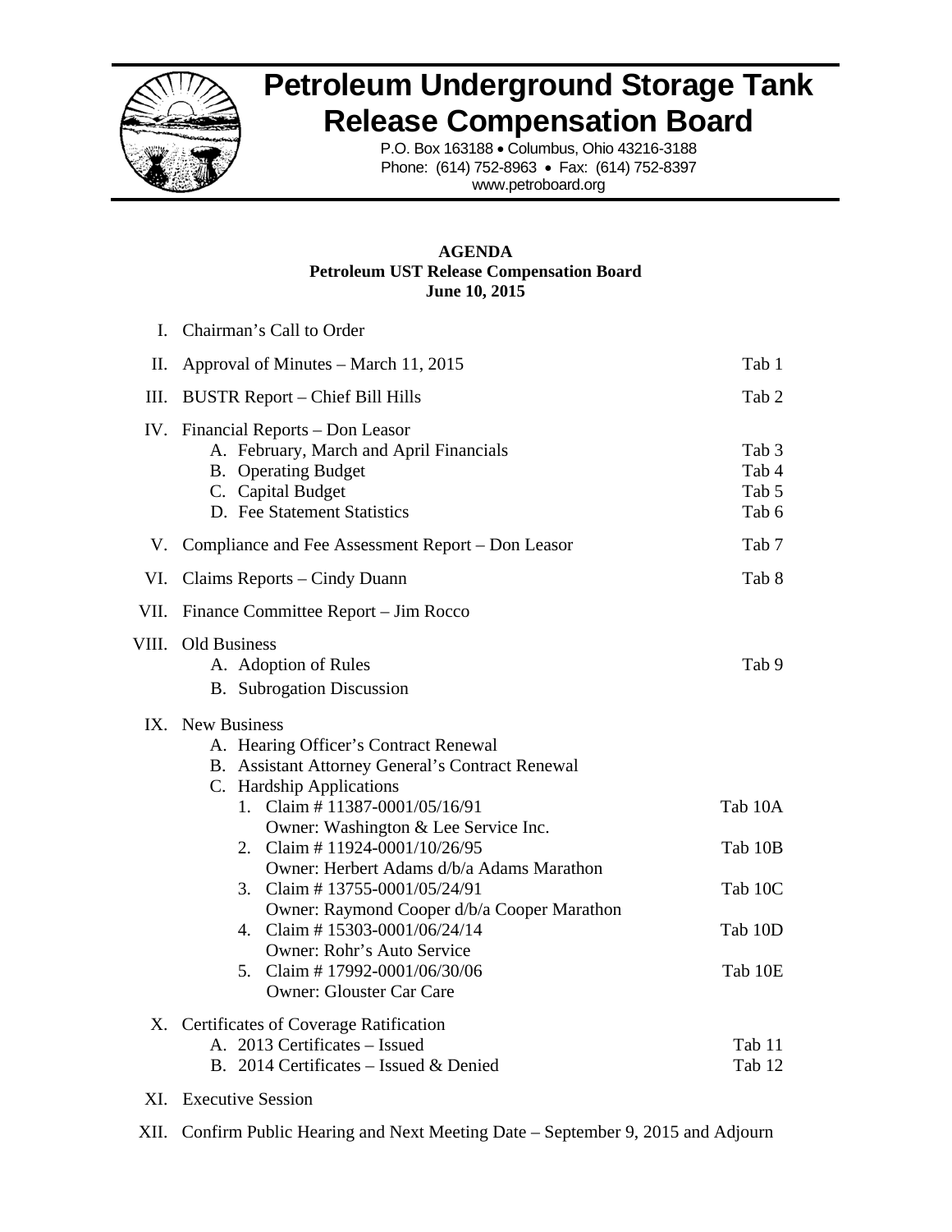# Petroleum Underground Storage Tank Release Compensation Board

P.O. Box 163188 • Columbus, Ohio 43216-3188
Phone: (614) 752-8963 • Fax: (614) 752-8397
www.petroboard.org

**AGENDA**
**Petroleum UST Release Compensation Board**
**June 10, 2015**

| | | |
|---|---|---|
| I. | Chairman's Call to Order | |
| II. | Approval of Minutes – March 11, 2015 | Tab 1 |
| III. | BUSTR Report – Chief Bill Hills | Tab 2 |
| IV. | Financial Reports – Don Leasor | |
| | A. February, March and April Financials | Tab 3 |
| | B. Operating Budget | Tab 4 |
| | C. Capital Budget | Tab 5 |
| | D. Fee Statement Statistics | Tab 6 |
| V. | Compliance and Fee Assessment Report – Don Leasor | Tab 7 |
| VI. | Claims Reports – Cindy Duann | Tab 8 |
| VII. | Finance Committee Report – Jim Rocco | |
| VIII. | Old Business | |
| | A. Adoption of Rules | Tab 9 |
| | B. Subrogation Discussion | |
| IX. | New Business | |
| | A. Hearing Officer's Contract Renewal | |
| | B. Assistant Attorney General's Contract Renewal | |
| | C. Hardship Applications | |
| | 1. Claim # 11387-0001/05/16/91 Owner: Washington & Lee Service Inc. | Tab 10A |
| | 2. Claim # 11924-0001/10/26/95 Owner: Herbert Adams d/b/a Adams Marathon | Tab 10B |
| | 3. Claim # 13755-0001/05/24/91 Owner: Raymond Cooper d/b/a Cooper Marathon | Tab 10C |
| | 4. Claim # 15303-0001/06/24/14 Owner: Rohr's Auto Service | Tab 10D |
| | 5. Claim # 17992-0001/06/30/06 Owner: Glouster Car Care | Tab 10E |
| X. | Certificates of Coverage Ratification | |
| | A. 2013 Certificates – Issued | Tab 11 |
| | B. 2014 Certificates – Issued & Denied | Tab 12 |
| XI. | Executive Session | |
| XII. | Confirm Public Hearing and Next Meeting Date – September 9, 2015 and Adjourn | |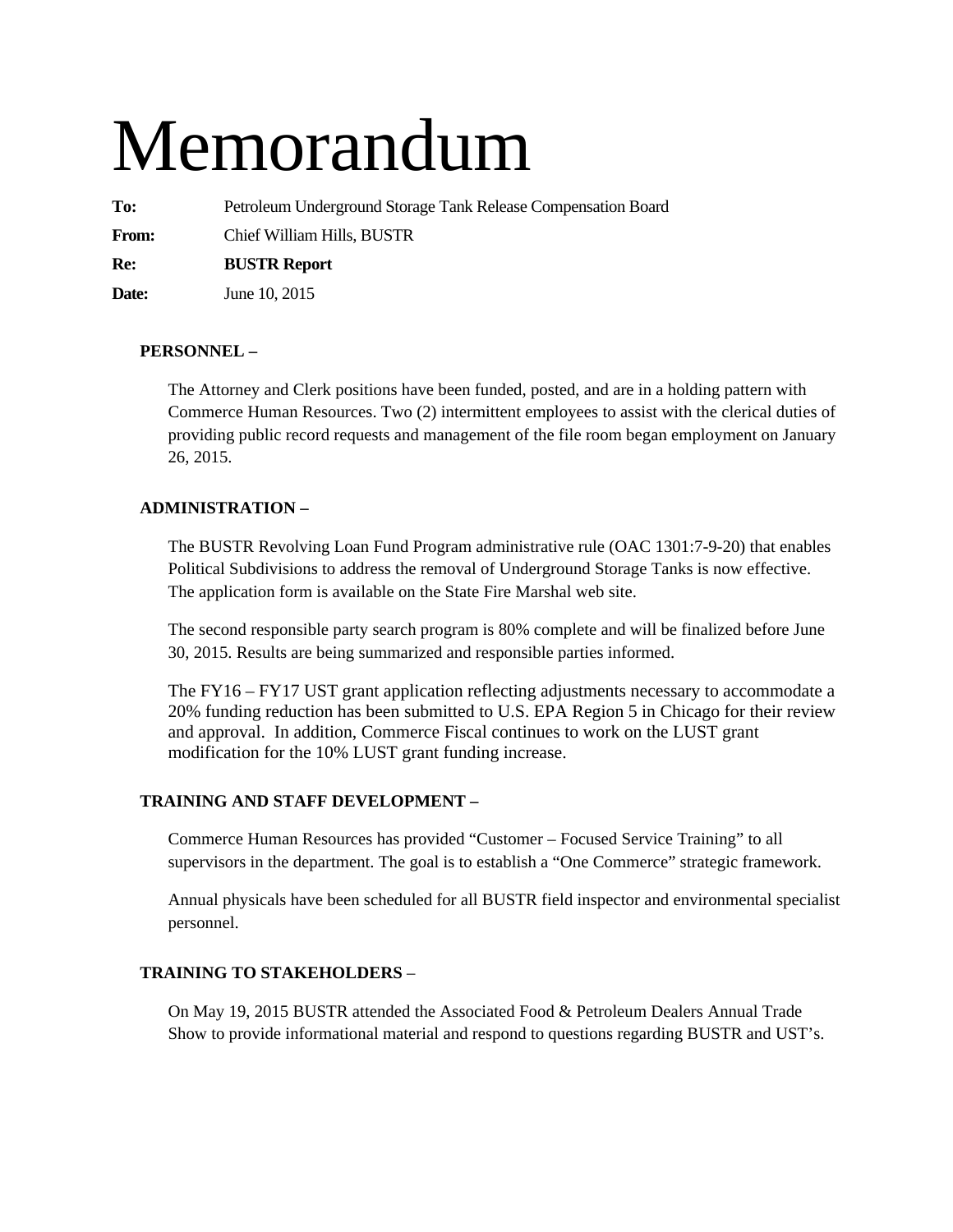# Memorandum

**To:** Petroleum Underground Storage Tank Release Compensation Board

**From:** Chief William Hills, BUSTR

**Re:** **BUSTR Report**

**Date:** June 10, 2015

**PERSONNEL –**

The Attorney and Clerk positions have been funded, posted, and are in a holding pattern with Commerce Human Resources. Two (2) intermittent employees to assist with the clerical duties of providing public record requests and management of the file room began employment on January 26, 2015.

**ADMINISTRATION –**

The BUSTR Revolving Loan Fund Program administrative rule (OAC 1301:7-9-20) that enables Political Subdivisions to address the removal of Underground Storage Tanks is now effective. The application form is available on the State Fire Marshal web site.

The second responsible party search program is 80% complete and will be finalized before June 30, 2015. Results are being summarized and responsible parties informed.

The FY16 – FY17 UST grant application reflecting adjustments necessary to accommodate a 20% funding reduction has been submitted to U.S. EPA Region 5 in Chicago for their review and approval. In addition, Commerce Fiscal continues to work on the LUST grant modification for the 10% LUST grant funding increase.

**TRAINING AND STAFF DEVELOPMENT –**

Commerce Human Resources has provided "Customer – Focused Service Training" to all supervisors in the department. The goal is to establish a "One Commerce" strategic framework.

Annual physicals have been scheduled for all BUSTR field inspector and environmental specialist personnel.

**TRAINING TO STAKEHOLDERS** –

On May 19, 2015 BUSTR attended the Associated Food & Petroleum Dealers Annual Trade Show to provide informational material and respond to questions regarding BUSTR and UST's.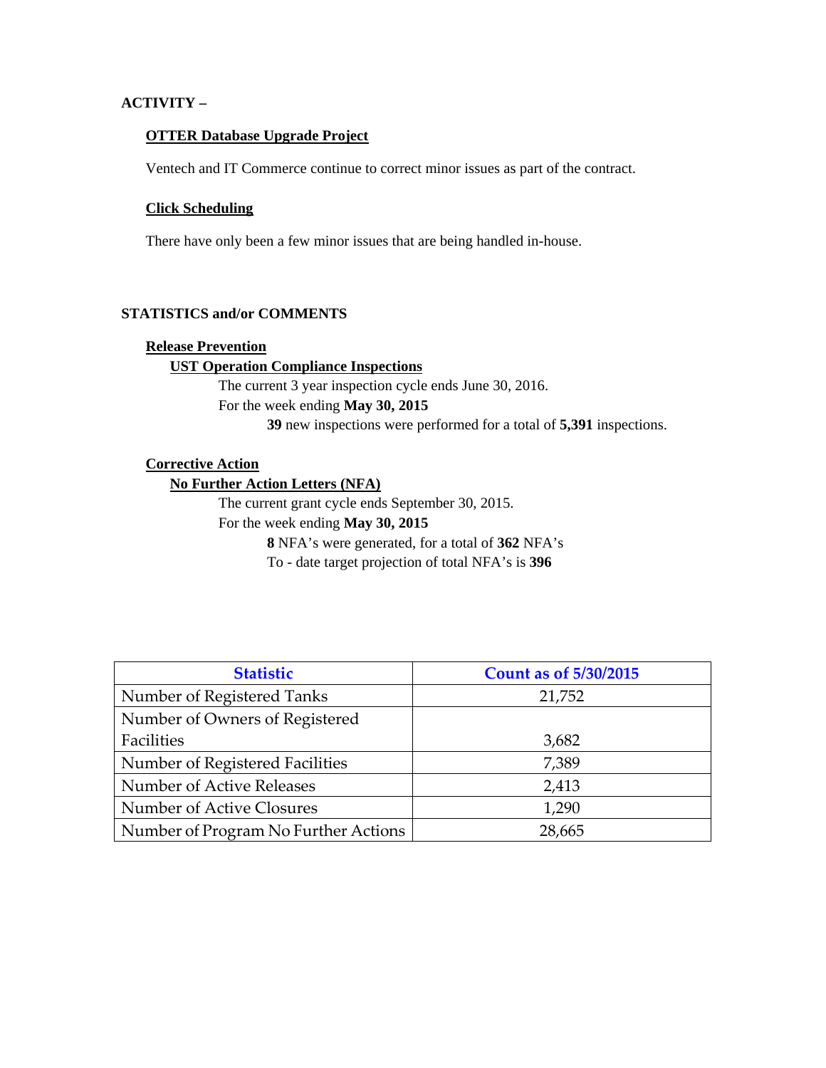**ACTIVITY –**

**OTTER Database Upgrade Project**

Ventech and IT Commerce continue to correct minor issues as part of the contract.

**Click Scheduling**

There have only been a few minor issues that are being handled in-house.

**STATISTICS and/or COMMENTS**

**Release Prevention**

**UST Operation Compliance Inspections**

The current 3 year inspection cycle ends June 30, 2016.

For the week ending **May 30, 2015**

**39** new inspections were performed for a total of **5,391** inspections.

**Corrective Action**

**No Further Action Letters (NFA)**

The current grant cycle ends September 30, 2015.

For the week ending **May 30, 2015**

**8** NFA's were generated, for a total of **362** NFA's

To - date target projection of total NFA's is **396**

| Statistic | Count as of 5/30/2015 |
|---|---|
| Number of Registered Tanks | 21,752 |
| Number of Owners of Registered Facilities | 3,682 |
| Number of Registered Facilities | 7,389 |
| Number of Active Releases | 2,413 |
| Number of Active Closures | 1,290 |
| Number of Program No Further Actions | 28,665 |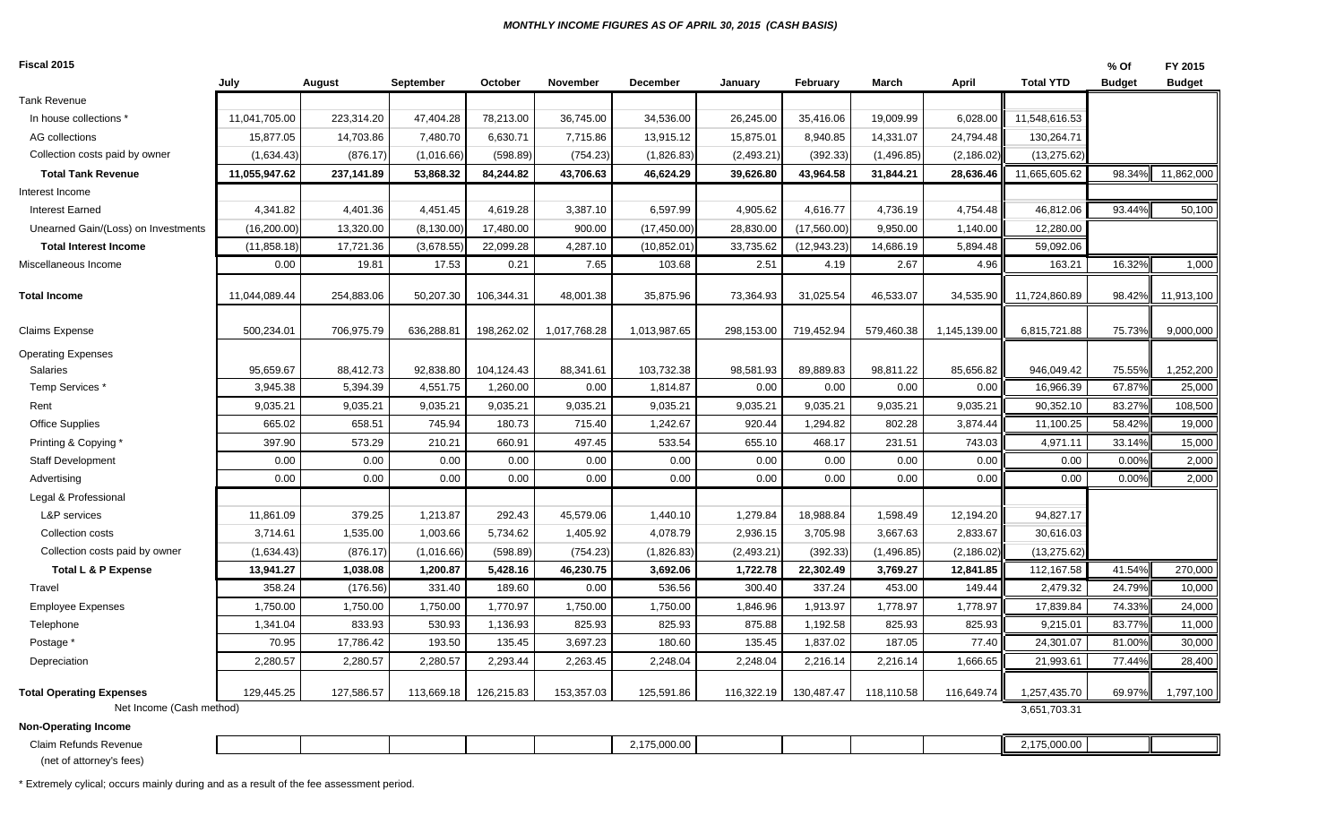***MONTHLY INCOME FIGURES AS OF APRIL 30, 2015 (CASH BASIS)***

| Fiscal 2015 | July | August | September | October | November | December | January | February | March | April | Total YTD | % Of Budget | FY 2015 Budget |
|---|---|---|---|---|---|---|---|---|---|---|---|---|---|
| Tank Revenue | | | | | | | | | | | | | |
| In house collections * | 11,041,705.00 | 223,314.20 | 47,404.28 | 78,213.00 | 36,745.00 | 34,536.00 | 26,245.00 | 35,416.06 | 19,009.99 | 6,028.00 | 11,548,616.53 | | |
| AG collections | 15,877.05 | 14,703.86 | 7,480.70 | 6,630.71 | 7,715.86 | 13,915.12 | 15,875.01 | 8,940.85 | 14,331.07 | 24,794.48 | 130,264.71 | | |
| Collection costs paid by owner | (1,634.43) | (876.17) | (1,016.66) | (598.89) | (754.23) | (1,826.83) | (2,493.21) | (392.33) | (1,496.85) | (2,186.02) | (13,275.62) | | |
| **Total Tank Revenue** | **11,055,947.62** | **237,141.89** | **53,868.32** | **84,244.82** | **43,706.63** | **46,624.29** | **39,626.80** | **43,964.58** | **31,844.21** | **28,636.46** | 11,665,605.62 | 98.34% | 11,862,000 |
| Interest Income | | | | | | | | | | | | | |
| Interest Earned | 4,341.82 | 4,401.36 | 4,451.45 | 4,619.28 | 3,387.10 | 6,597.99 | 4,905.62 | 4,616.77 | 4,736.19 | 4,754.48 | 46,812.06 | 93.44% | 50,100 |
| Unearned Gain/(Loss) on Investments | (16,200.00) | 13,320.00 | (8,130.00) | 17,480.00 | 900.00 | (17,450.00) | 28,830.00 | (17,560.00) | 9,950.00 | 1,140.00 | 12,280.00 | | |
| **Total Interest Income** | (11,858.18) | 17,721.36 | (3,678.55) | 22,099.28 | 4,287.10 | (10,852.01) | 33,735.62 | (12,943.23) | 14,686.19 | 5,894.48 | 59,092.06 | | |
| Miscellaneous Income | 0.00 | 19.81 | 17.53 | 0.21 | 7.65 | 103.68 | 2.51 | 4.19 | 2.67 | 4.96 | 163.21 | 16.32% | 1,000 |
| **Total Income** | 11,044,089.44 | 254,883.06 | 50,207.30 | 106,344.31 | 48,001.38 | 35,875.96 | 73,364.93 | 31,025.54 | 46,533.07 | 34,535.90 | 11,724,860.89 | 98.42% | 11,913,100 |
| Claims Expense | 500,234.01 | 706,975.79 | 636,288.81 | 198,262.02 | 1,017,768.28 | 1,013,987.65 | 298,153.00 | 719,452.94 | 579,460.38 | 1,145,139.00 | 6,815,721.88 | 75.73% | 9,000,000 |
| Operating Expenses | | | | | | | | | | | | | |
| Salaries | 95,659.67 | 88,412.73 | 92,838.80 | 104,124.43 | 88,341.61 | 103,732.38 | 98,581.93 | 89,889.83 | 98,811.22 | 85,656.82 | 946,049.42 | 75.55% | 1,252,200 |
| Temp Services * | 3,945.38 | 5,394.39 | 4,551.75 | 1,260.00 | 0.00 | 1,814.87 | 0.00 | 0.00 | 0.00 | 0.00 | 16,966.39 | 67.87% | 25,000 |
| Rent | 9,035.21 | 9,035.21 | 9,035.21 | 9,035.21 | 9,035.21 | 9,035.21 | 9,035.21 | 9,035.21 | 9,035.21 | 9,035.21 | 90,352.10 | 83.27% | 108,500 |
| Office Supplies | 665.02 | 658.51 | 745.94 | 180.73 | 715.40 | 1,242.67 | 920.44 | 1,294.82 | 802.28 | 3,874.44 | 11,100.25 | 58.42% | 19,000 |
| Printing & Copying * | 397.90 | 573.29 | 210.21 | 660.91 | 497.45 | 533.54 | 655.10 | 468.17 | 231.51 | 743.03 | 4,971.11 | 33.14% | 15,000 |
| Staff Development | 0.00 | 0.00 | 0.00 | 0.00 | 0.00 | 0.00 | 0.00 | 0.00 | 0.00 | 0.00 | 0.00 | 0.00% | 2,000 |
| Advertising | 0.00 | 0.00 | 0.00 | 0.00 | 0.00 | 0.00 | 0.00 | 0.00 | 0.00 | 0.00 | 0.00 | 0.00% | 2,000 |
| Legal & Professional | | | | | | | | | | | | | |
| L&P services | 11,861.09 | 379.25 | 1,213.87 | 292.43 | 45,579.06 | 1,440.10 | 1,279.84 | 18,988.84 | 1,598.49 | 12,194.20 | 94,827.17 | | |
| Collection costs | 3,714.61 | 1,535.00 | 1,003.66 | 5,734.62 | 1,405.92 | 4,078.79 | 2,936.15 | 3,705.98 | 3,667.63 | 2,833.67 | 30,616.03 | | |
| Collection costs paid by owner | (1,634.43) | (876.17) | (1,016.66) | (598.89) | (754.23) | (1,826.83) | (2,493.21) | (392.33) | (1,496.85) | (2,186.02) | (13,275.62) | | |
| **Total L & P Expense** | **13,941.27** | **1,038.08** | **1,200.87** | **5,428.16** | **46,230.75** | **3,692.06** | **1,722.78** | **22,302.49** | **3,769.27** | **12,841.85** | 112,167.58 | 41.54% | 270,000 |
| Travel | 358.24 | (176.56) | 331.40 | 189.60 | 0.00 | 536.56 | 300.40 | 337.24 | 453.00 | 149.44 | 2,479.32 | 24.79% | 10,000 |
| Employee Expenses | 1,750.00 | 1,750.00 | 1,750.00 | 1,770.97 | 1,750.00 | 1,750.00 | 1,846.96 | 1,913.97 | 1,778.97 | 1,778.97 | 17,839.84 | 74.33% | 24,000 |
| Telephone | 1,341.04 | 833.93 | 530.93 | 1,136.93 | 825.93 | 825.93 | 875.88 | 1,192.58 | 825.93 | 825.93 | 9,215.01 | 83.77% | 11,000 |
| Postage * | 70.95 | 17,786.42 | 193.50 | 135.45 | 3,697.23 | 180.60 | 135.45 | 1,837.02 | 187.05 | 77.40 | 24,301.07 | 81.00% | 30,000 |
| Depreciation | 2,280.57 | 2,280.57 | 2,280.57 | 2,293.44 | 2,263.45 | 2,248.04 | 2,248.04 | 2,216.14 | 2,216.14 | 1,666.65 | 21,993.61 | 77.44% | 28,400 |
| **Total Operating Expenses** | 129,445.25 | 127,586.57 | 113,669.18 | 126,215.83 | 153,357.03 | 125,591.86 | 116,322.19 | 130,487.47 | 118,110.58 | 116,649.74 | 1,257,435.70 | 69.97% | 1,797,100 |
| Net Income (Cash method) | | | | | | | | | | | 3,651,703.31 | | |
| **Non-Operating Income** | | | | | | | | | | | | | |
| Claim Refunds Revenue (net of attorney's fees) | | | | | | 2,175,000.00 | | | | | 2,175,000.00 | | |

\* Extremely cylical; occurs mainly during and as a result of the fee assessment period.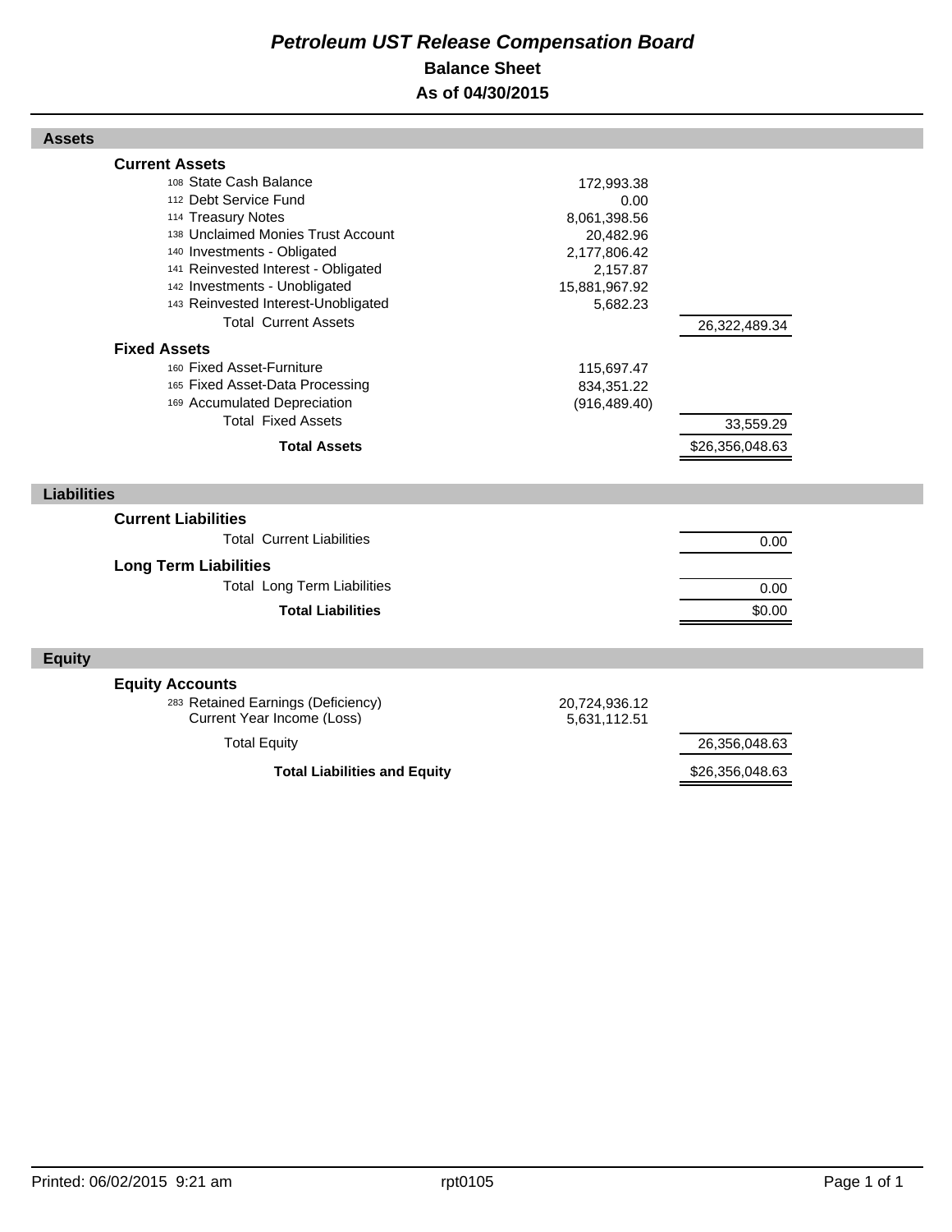# *Petroleum UST Release Compensation Board*

## Balance Sheet

## As of 04/30/2015

### Assets

| | | |
|---|---|---|
| **Current Assets** | | |
| 108 State Cash Balance | 172,993.38 | |
| 112 Debt Service Fund | 0.00 | |
| 114 Treasury Notes | 8,061,398.56 | |
| 138 Unclaimed Monies Trust Account | 20,482.96 | |
| 140 Investments - Obligated | 2,177,806.42 | |
| 141 Reinvested Interest - Obligated | 2,157.87 | |
| 142 Investments - Unobligated | 15,881,967.92 | |
| 143 Reinvested Interest-Unobligated | 5,682.23 | |
| Total Current Assets | | 26,322,489.34 |
| **Fixed Assets** | | |
| 160 Fixed Asset-Furniture | 115,697.47 | |
| 165 Fixed Asset-Data Processing | 834,351.22 | |
| 169 Accumulated Depreciation | (916,489.40) | |
| Total Fixed Assets | | 33,559.29 |
| **Total Assets** | | $26,356,048.63 |

### Liabilities

| | | |
|---|---|---|
| **Current Liabilities** | | |
| Total Current Liabilities | | 0.00 |
| **Long Term Liabilities** | | |
| Total Long Term Liabilities | | 0.00 |
| **Total Liabilities** | | $0.00 |

### Equity

| | | |
|---|---|---|
| **Equity Accounts** | | |
| 283 Retained Earnings (Deficiency) | 20,724,936.12 | |
| Current Year Income (Loss) | 5,631,112.51 | |
| Total Equity | | 26,356,048.63 |
| **Total Liabilities and Equity** | | $26,356,048.63 |

Printed: 06/02/2015 9:21 am rpt0105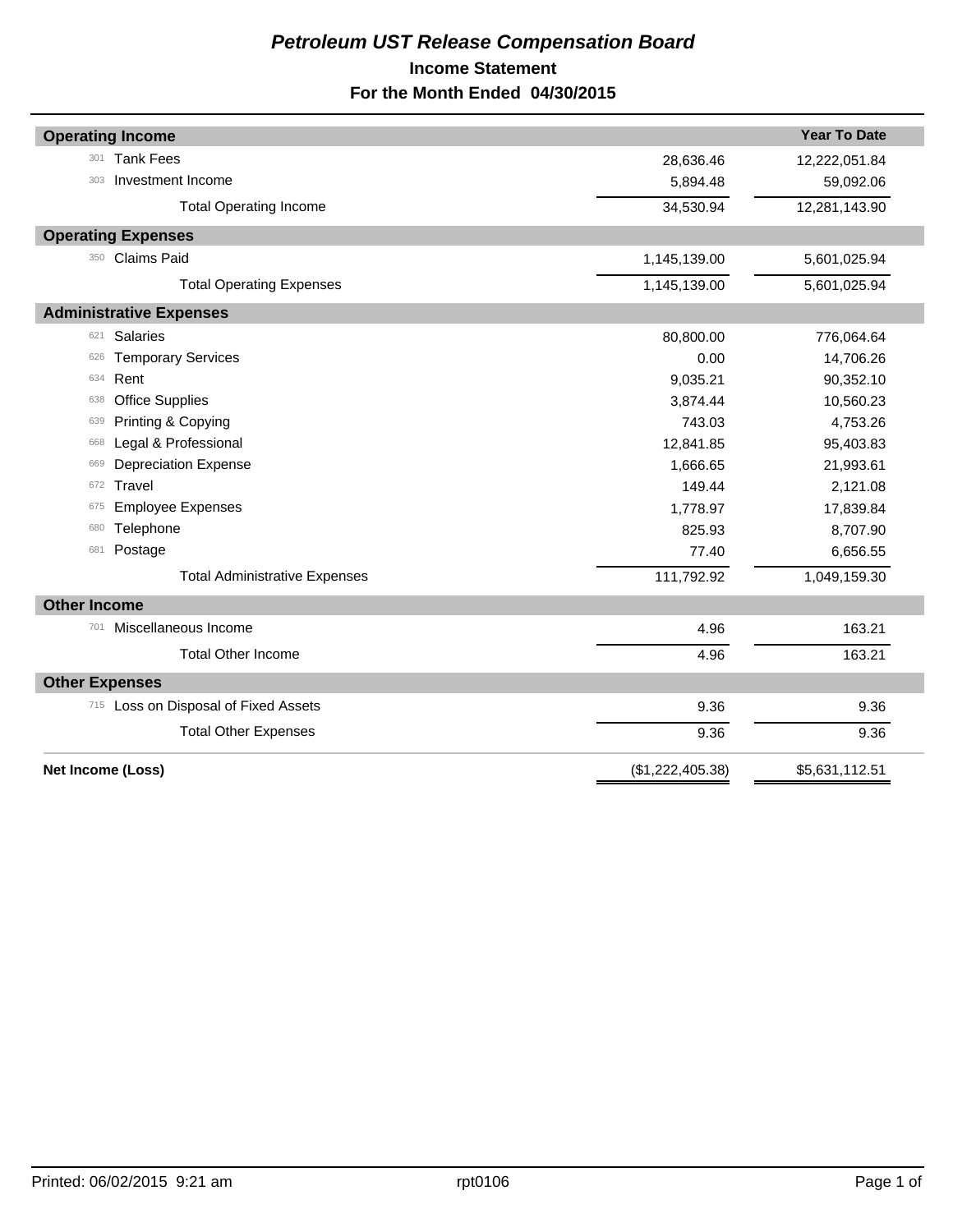# *Petroleum UST Release Compensation Board*

## Income Statement

## For the Month Ended 04/30/2015

| | | | Year To Date |
|---|---|---|---|
| **Operating Income** | | | |
| 301 | Tank Fees | 28,636.46 | 12,222,051.84 |
| 303 | Investment Income | 5,894.48 | 59,092.06 |
| | Total Operating Income | 34,530.94 | 12,281,143.90 |
| **Operating Expenses** | | | |
| 350 | Claims Paid | 1,145,139.00 | 5,601,025.94 |
| | Total Operating Expenses | 1,145,139.00 | 5,601,025.94 |
| **Administrative Expenses** | | | |
| 621 | Salaries | 80,800.00 | 776,064.64 |
| 626 | Temporary Services | 0.00 | 14,706.26 |
| 634 | Rent | 9,035.21 | 90,352.10 |
| 638 | Office Supplies | 3,874.44 | 10,560.23 |
| 639 | Printing & Copying | 743.03 | 4,753.26 |
| 668 | Legal & Professional | 12,841.85 | 95,403.83 |
| 669 | Depreciation Expense | 1,666.65 | 21,993.61 |
| 672 | Travel | 149.44 | 2,121.08 |
| 675 | Employee Expenses | 1,778.97 | 17,839.84 |
| 680 | Telephone | 825.93 | 8,707.90 |
| 681 | Postage | 77.40 | 6,656.55 |
| | Total Administrative Expenses | 111,792.92 | 1,049,159.30 |
| **Other Income** | | | |
| 701 | Miscellaneous Income | 4.96 | 163.21 |
| | Total Other Income | 4.96 | 163.21 |
| **Other Expenses** | | | |
| 715 | Loss on Disposal of Fixed Assets | 9.36 | 9.36 |
| | Total Other Expenses | 9.36 | 9.36 |
| **Net Income (Loss)** | | ($1,222,405.38) | $5,631,112.51 |

Printed: 06/02/2015 9:21 am rpt0106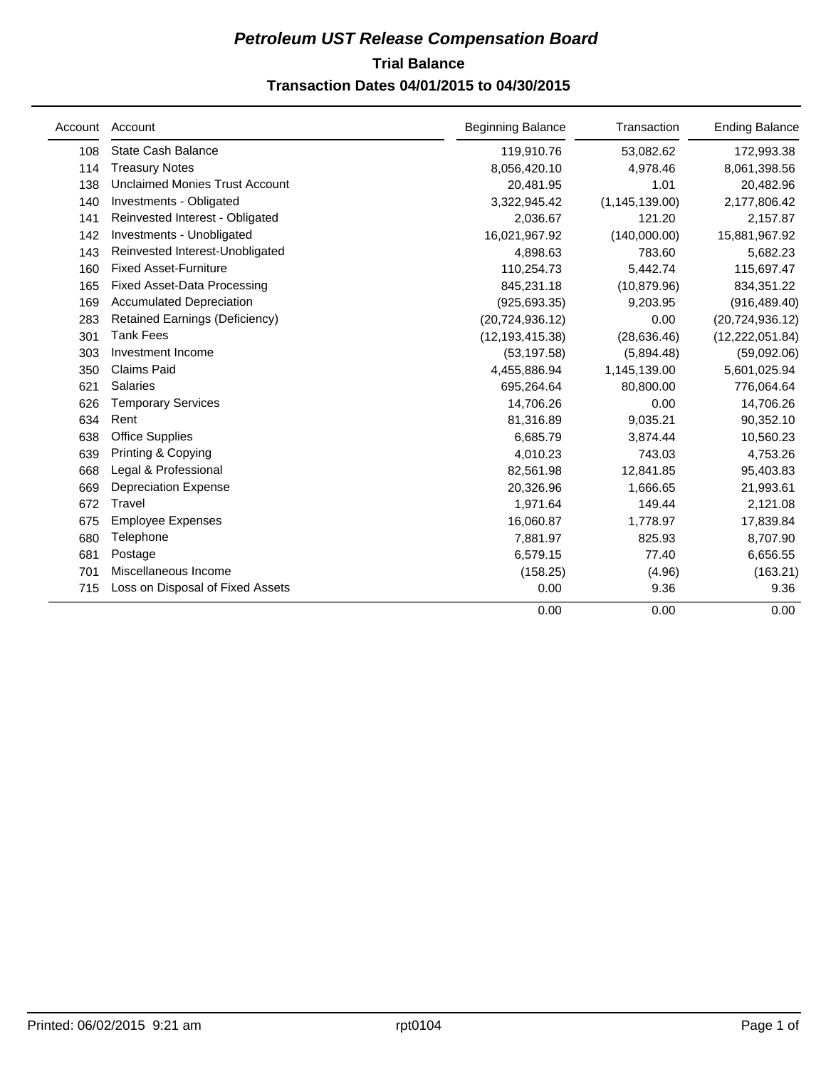# *Petroleum UST Release Compensation Board*

## Trial Balance

## Transaction Dates 04/01/2015 to 04/30/2015

| Account | Account | Beginning Balance | Transaction | Ending Balance |
|---|---|---|---|---|
| 108 | State Cash Balance | 119,910.76 | 53,082.62 | 172,993.38 |
| 114 | Treasury Notes | 8,056,420.10 | 4,978.46 | 8,061,398.56 |
| 138 | Unclaimed Monies Trust Account | 20,481.95 | 1.01 | 20,482.96 |
| 140 | Investments - Obligated | 3,322,945.42 | (1,145,139.00) | 2,177,806.42 |
| 141 | Reinvested Interest - Obligated | 2,036.67 | 121.20 | 2,157.87 |
| 142 | Investments - Unobligated | 16,021,967.92 | (140,000.00) | 15,881,967.92 |
| 143 | Reinvested Interest-Unobligated | 4,898.63 | 783.60 | 5,682.23 |
| 160 | Fixed Asset-Furniture | 110,254.73 | 5,442.74 | 115,697.47 |
| 165 | Fixed Asset-Data Processing | 845,231.18 | (10,879.96) | 834,351.22 |
| 169 | Accumulated Depreciation | (925,693.35) | 9,203.95 | (916,489.40) |
| 283 | Retained Earnings (Deficiency) | (20,724,936.12) | 0.00 | (20,724,936.12) |
| 301 | Tank Fees | (12,193,415.38) | (28,636.46) | (12,222,051.84) |
| 303 | Investment Income | (53,197.58) | (5,894.48) | (59,092.06) |
| 350 | Claims Paid | 4,455,886.94 | 1,145,139.00 | 5,601,025.94 |
| 621 | Salaries | 695,264.64 | 80,800.00 | 776,064.64 |
| 626 | Temporary Services | 14,706.26 | 0.00 | 14,706.26 |
| 634 | Rent | 81,316.89 | 9,035.21 | 90,352.10 |
| 638 | Office Supplies | 6,685.79 | 3,874.44 | 10,560.23 |
| 639 | Printing & Copying | 4,010.23 | 743.03 | 4,753.26 |
| 668 | Legal & Professional | 82,561.98 | 12,841.85 | 95,403.83 |
| 669 | Depreciation Expense | 20,326.96 | 1,666.65 | 21,993.61 |
| 672 | Travel | 1,971.64 | 149.44 | 2,121.08 |
| 675 | Employee Expenses | 16,060.87 | 1,778.97 | 17,839.84 |
| 680 | Telephone | 7,881.97 | 825.93 | 8,707.90 |
| 681 | Postage | 6,579.15 | 77.40 | 6,656.55 |
| 701 | Miscellaneous Income | (158.25) | (4.96) | (163.21) |
| 715 | Loss on Disposal of Fixed Assets | 0.00 | 9.36 | 9.36 |
| | | 0.00 | 0.00 | 0.00 |

Printed: 06/02/2015 9:21 am rpt0104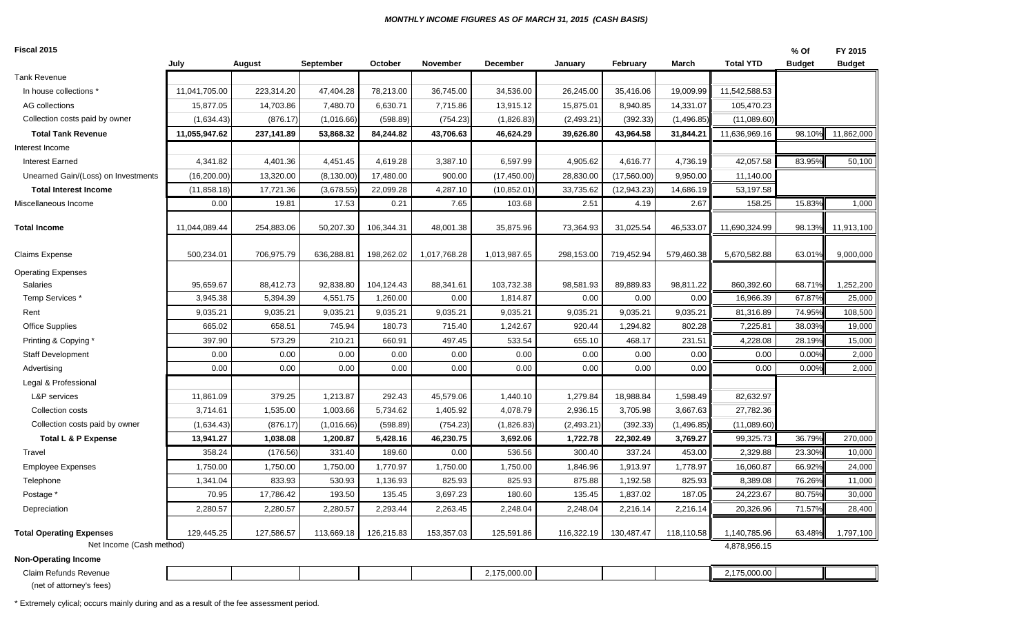***MONTHLY INCOME FIGURES AS OF MARCH 31, 2015 (CASH BASIS)***

| Fiscal 2015 | July | August | September | October | November | December | January | February | March | Total YTD | % Of Budget | FY 2015 Budget |
|---|---|---|---|---|---|---|---|---|---|---|---|---|
| Tank Revenue | | | | | | | | | | | | |
| In house collections * | 11,041,705.00 | 223,314.20 | 47,404.28 | 78,213.00 | 36,745.00 | 34,536.00 | 26,245.00 | 35,416.06 | 19,009.99 | 11,542,588.53 | | |
| AG collections | 15,877.05 | 14,703.86 | 7,480.70 | 6,630.71 | 7,715.86 | 13,915.12 | 15,875.01 | 8,940.85 | 14,331.07 | 105,470.23 | | |
| Collection costs paid by owner | (1,634.43) | (876.17) | (1,016.66) | (598.89) | (754.23) | (1,826.83) | (2,493.21) | (392.33) | (1,496.85) | (11,089.60) | | |
| **Total Tank Revenue** | **11,055,947.62** | **237,141.89** | **53,868.32** | **84,244.82** | **43,706.63** | **46,624.29** | **39,626.80** | **43,964.58** | **31,844.21** | 11,636,969.16 | 98.10% | 11,862,000 |
| Interest Income | | | | | | | | | | | | |
| Interest Earned | 4,341.82 | 4,401.36 | 4,451.45 | 4,619.28 | 3,387.10 | 6,597.99 | 4,905.62 | 4,616.77 | 4,736.19 | 42,057.58 | 83.95% | 50,100 |
| Unearned Gain/(Loss) on Investments | (16,200.00) | 13,320.00 | (8,130.00) | 17,480.00 | 900.00 | (17,450.00) | 28,830.00 | (17,560.00) | 9,950.00 | 11,140.00 | | |
| **Total Interest Income** | (11,858.18) | 17,721.36 | (3,678.55) | 22,099.28 | 4,287.10 | (10,852.01) | 33,735.62 | (12,943.23) | 14,686.19 | 53,197.58 | | |
| Miscellaneous Income | 0.00 | 19.81 | 17.53 | 0.21 | 7.65 | 103.68 | 2.51 | 4.19 | 2.67 | 158.25 | 15.83% | 1,000 |
| **Total Income** | 11,044,089.44 | 254,883.06 | 50,207.30 | 106,344.31 | 48,001.38 | 35,875.96 | 73,364.93 | 31,025.54 | 46,533.07 | 11,690,324.99 | 98.13% | 11,913,100 |
| Claims Expense | 500,234.01 | 706,975.79 | 636,288.81 | 198,262.02 | 1,017,768.28 | 1,013,987.65 | 298,153.00 | 719,452.94 | 579,460.38 | 5,670,582.88 | 63.01% | 9,000,000 |
| Operating Expenses | | | | | | | | | | | | |
| Salaries | 95,659.67 | 88,412.73 | 92,838.80 | 104,124.43 | 88,341.61 | 103,732.38 | 98,581.93 | 89,889.83 | 98,811.22 | 860,392.60 | 68.71% | 1,252,200 |
| Temp Services * | 3,945.38 | 5,394.39 | 4,551.75 | 1,260.00 | 0.00 | 1,814.87 | 0.00 | 0.00 | 0.00 | 16,966.39 | 67.87% | 25,000 |
| Rent | 9,035.21 | 9,035.21 | 9,035.21 | 9,035.21 | 9,035.21 | 9,035.21 | 9,035.21 | 9,035.21 | 9,035.21 | 81,316.89 | 74.95% | 108,500 |
| Office Supplies | 665.02 | 658.51 | 745.94 | 180.73 | 715.40 | 1,242.67 | 920.44 | 1,294.82 | 802.28 | 7,225.81 | 38.03% | 19,000 |
| Printing & Copying * | 397.90 | 573.29 | 210.21 | 660.91 | 497.45 | 533.54 | 655.10 | 468.17 | 231.51 | 4,228.08 | 28.19% | 15,000 |
| Staff Development | 0.00 | 0.00 | 0.00 | 0.00 | 0.00 | 0.00 | 0.00 | 0.00 | 0.00 | 0.00 | 0.00% | 2,000 |
| Advertising | 0.00 | 0.00 | 0.00 | 0.00 | 0.00 | 0.00 | 0.00 | 0.00 | 0.00 | 0.00 | 0.00% | 2,000 |
| Legal & Professional | | | | | | | | | | | | |
| L&P services | 11,861.09 | 379.25 | 1,213.87 | 292.43 | 45,579.06 | 1,440.10 | 1,279.84 | 18,988.84 | 1,598.49 | 82,632.97 | | |
| Collection costs | 3,714.61 | 1,535.00 | 1,003.66 | 5,734.62 | 1,405.92 | 4,078.79 | 2,936.15 | 3,705.98 | 3,667.63 | 27,782.36 | | |
| Collection costs paid by owner | (1,634.43) | (876.17) | (1,016.66) | (598.89) | (754.23) | (1,826.83) | (2,493.21) | (392.33) | (1,496.85) | (11,089.60) | | |
| **Total L & P Expense** | **13,941.27** | **1,038.08** | **1,200.87** | **5,428.16** | **46,230.75** | **3,692.06** | **1,722.78** | **22,302.49** | **3,769.27** | 99,325.73 | 36.79% | 270,000 |
| Travel | 358.24 | (176.56) | 331.40 | 189.60 | 0.00 | 536.56 | 300.40 | 337.24 | 453.00 | 2,329.88 | 23.30% | 10,000 |
| Employee Expenses | 1,750.00 | 1,750.00 | 1,750.00 | 1,770.97 | 1,750.00 | 1,750.00 | 1,846.96 | 1,913.97 | 1,778.97 | 16,060.87 | 66.92% | 24,000 |
| Telephone | 1,341.04 | 833.93 | 530.93 | 1,136.93 | 825.93 | 825.93 | 875.88 | 1,192.58 | 825.93 | 8,389.08 | 76.26% | 11,000 |
| Postage * | 70.95 | 17,786.42 | 193.50 | 135.45 | 3,697.23 | 180.60 | 135.45 | 1,837.02 | 187.05 | 24,223.67 | 80.75% | 30,000 |
| Depreciation | 2,280.57 | 2,280.57 | 2,280.57 | 2,293.44 | 2,263.45 | 2,248.04 | 2,248.04 | 2,216.14 | 2,216.14 | 20,326.96 | 71.57% | 28,400 |
| **Total Operating Expenses** | 129,445.25 | 127,586.57 | 113,669.18 | 126,215.83 | 153,357.03 | 125,591.86 | 116,322.19 | 130,487.47 | 118,110.58 | 1,140,785.96 | 63.48% | 1,797,100 |
| Net Income (Cash method) | | | | | | | | | | 4,878,956.15 | | |
| **Non-Operating Income** | | | | | | | | | | | | |
| Claim Refunds Revenue (net of attorney's fees) | | | | | | 2,175,000.00 | | | | 2,175,000.00 | | |

\* Extremely cylical; occurs mainly during and as a result of the fee assessment period.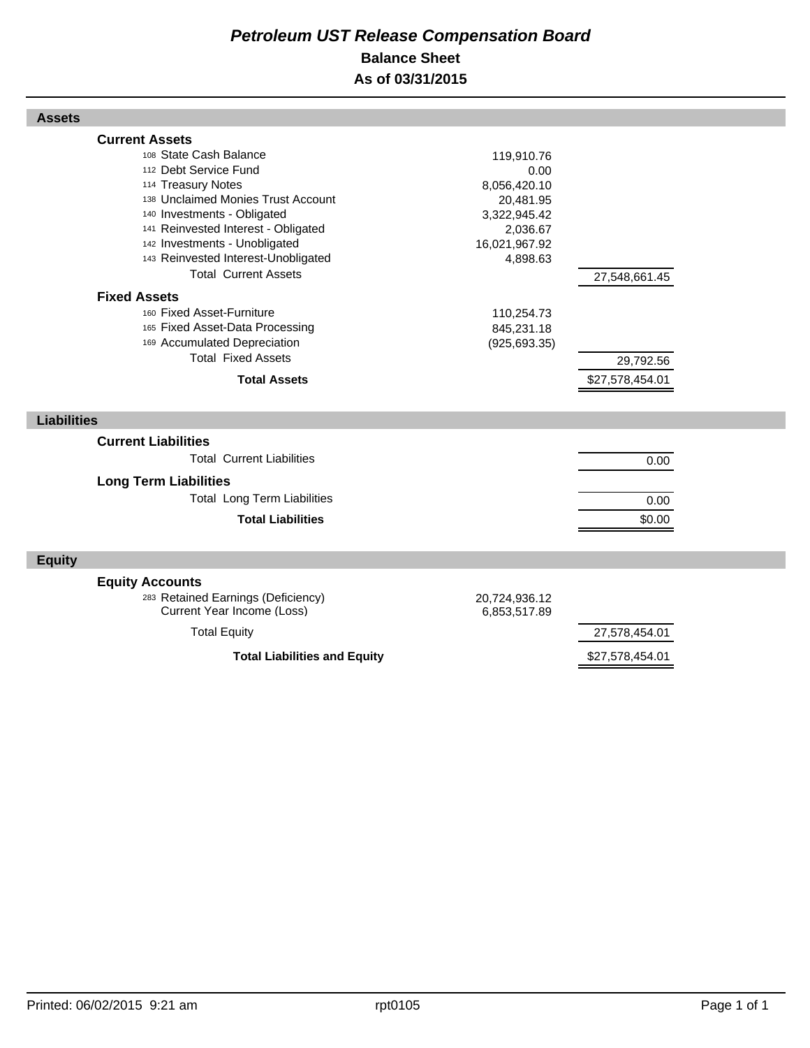# *Petroleum UST Release Compensation Board*

## Balance Sheet

## As of 03/31/2015

| | | |
|---|---|---|
| **Assets** | | |
| **Current Assets** | | |
| 108 State Cash Balance | 119,910.76 | |
| 112 Debt Service Fund | 0.00 | |
| 114 Treasury Notes | 8,056,420.10 | |
| 138 Unclaimed Monies Trust Account | 20,481.95 | |
| 140 Investments - Obligated | 3,322,945.42 | |
| 141 Reinvested Interest - Obligated | 2,036.67 | |
| 142 Investments - Unobligated | 16,021,967.92 | |
| 143 Reinvested Interest-Unobligated | 4,898.63 | |
| Total Current Assets | | 27,548,661.45 |
| **Fixed Assets** | | |
| 160 Fixed Asset-Furniture | 110,254.73 | |
| 165 Fixed Asset-Data Processing | 845,231.18 | |
| 169 Accumulated Depreciation | (925,693.35) | |
| Total Fixed Assets | | 29,792.56 |
| **Total Assets** | | $27,578,454.01 |
| **Liabilities** | | |
| **Current Liabilities** | | |
| Total Current Liabilities | | 0.00 |
| **Long Term Liabilities** | | |
| Total Long Term Liabilities | | 0.00 |
| **Total Liabilities** | | $0.00 |
| **Equity** | | |
| **Equity Accounts** | | |
| 283 Retained Earnings (Deficiency) | 20,724,936.12 | |
| Current Year Income (Loss) | 6,853,517.89 | |
| Total Equity | | 27,578,454.01 |
| **Total Liabilities and Equity** | | $27,578,454.01 |

Printed: 06/02/2015 9:21 am rpt0105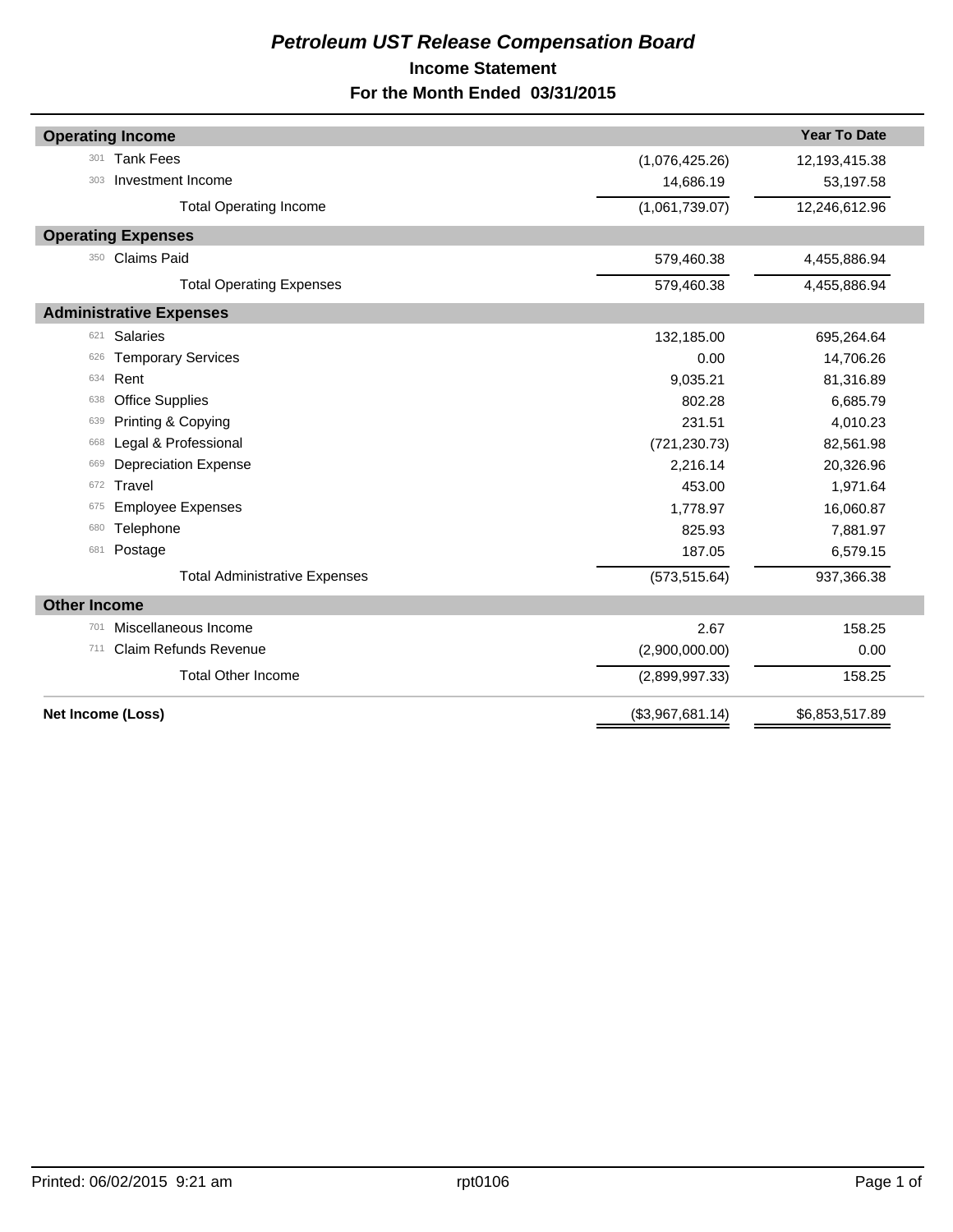# *Petroleum UST Release Compensation Board*

## Income Statement

## For the Month Ended 03/31/2015

| | | | Year To Date |
|---|---|---|---|
| **Operating Income** | | | |
| 301 | Tank Fees | (1,076,425.26) | 12,193,415.38 |
| 303 | Investment Income | 14,686.19 | 53,197.58 |
| | Total Operating Income | (1,061,739.07) | 12,246,612.96 |
| **Operating Expenses** | | | |
| 350 | Claims Paid | 579,460.38 | 4,455,886.94 |
| | Total Operating Expenses | 579,460.38 | 4,455,886.94 |
| **Administrative Expenses** | | | |
| 621 | Salaries | 132,185.00 | 695,264.64 |
| 626 | Temporary Services | 0.00 | 14,706.26 |
| 634 | Rent | 9,035.21 | 81,316.89 |
| 638 | Office Supplies | 802.28 | 6,685.79 |
| 639 | Printing & Copying | 231.51 | 4,010.23 |
| 668 | Legal & Professional | (721,230.73) | 82,561.98 |
| 669 | Depreciation Expense | 2,216.14 | 20,326.96 |
| 672 | Travel | 453.00 | 1,971.64 |
| 675 | Employee Expenses | 1,778.97 | 16,060.87 |
| 680 | Telephone | 825.93 | 7,881.97 |
| 681 | Postage | 187.05 | 6,579.15 |
| | Total Administrative Expenses | (573,515.64) | 937,366.38 |
| **Other Income** | | | |
| 701 | Miscellaneous Income | 2.67 | 158.25 |
| 711 | Claim Refunds Revenue | (2,900,000.00) | 0.00 |
| | Total Other Income | (2,899,997.33) | 158.25 |
| **Net Income (Loss)** | | ($3,967,681.14) | $6,853,517.89 |

Printed: 06/02/2015 9:21 am rpt0106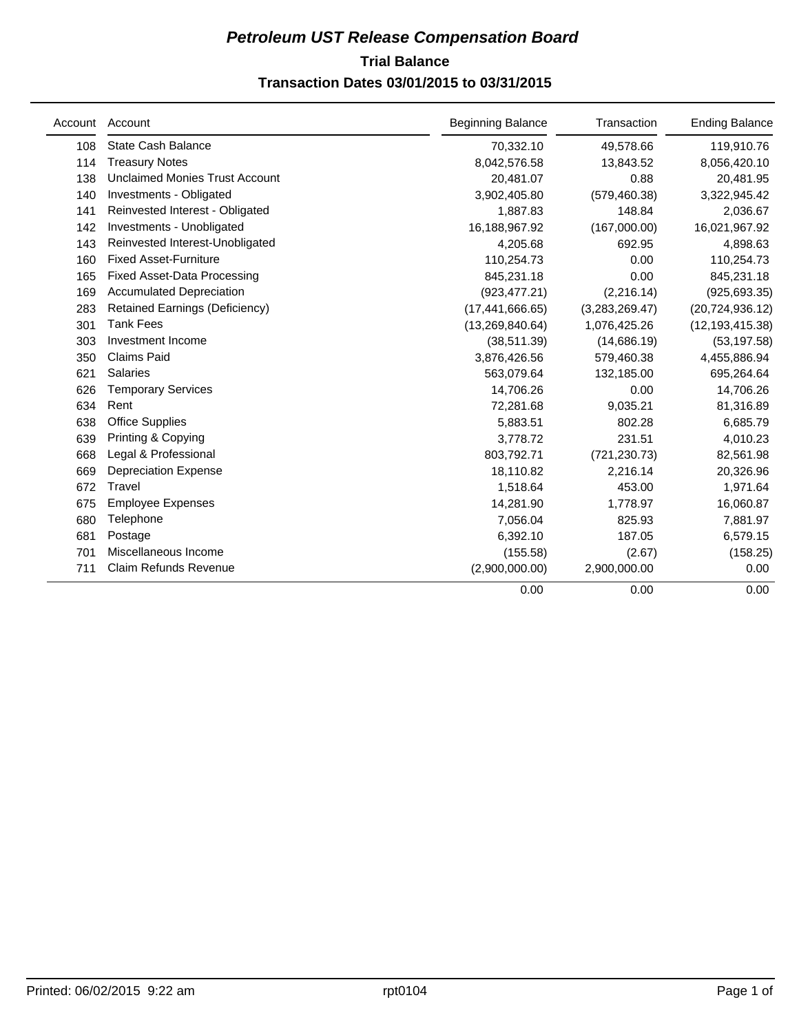# *Petroleum UST Release Compensation Board*

## Trial Balance

## Transaction Dates 03/01/2015 to 03/31/2015

| Account | Account | Beginning Balance | Transaction | Ending Balance |
|---|---|---|---|---|
| 108 | State Cash Balance | 70,332.10 | 49,578.66 | 119,910.76 |
| 114 | Treasury Notes | 8,042,576.58 | 13,843.52 | 8,056,420.10 |
| 138 | Unclaimed Monies Trust Account | 20,481.07 | 0.88 | 20,481.95 |
| 140 | Investments - Obligated | 3,902,405.80 | (579,460.38) | 3,322,945.42 |
| 141 | Reinvested Interest - Obligated | 1,887.83 | 148.84 | 2,036.67 |
| 142 | Investments - Unobligated | 16,188,967.92 | (167,000.00) | 16,021,967.92 |
| 143 | Reinvested Interest-Unobligated | 4,205.68 | 692.95 | 4,898.63 |
| 160 | Fixed Asset-Furniture | 110,254.73 | 0.00 | 110,254.73 |
| 165 | Fixed Asset-Data Processing | 845,231.18 | 0.00 | 845,231.18 |
| 169 | Accumulated Depreciation | (923,477.21) | (2,216.14) | (925,693.35) |
| 283 | Retained Earnings (Deficiency) | (17,441,666.65) | (3,283,269.47) | (20,724,936.12) |
| 301 | Tank Fees | (13,269,840.64) | 1,076,425.26 | (12,193,415.38) |
| 303 | Investment Income | (38,511.39) | (14,686.19) | (53,197.58) |
| 350 | Claims Paid | 3,876,426.56 | 579,460.38 | 4,455,886.94 |
| 621 | Salaries | 563,079.64 | 132,185.00 | 695,264.64 |
| 626 | Temporary Services | 14,706.26 | 0.00 | 14,706.26 |
| 634 | Rent | 72,281.68 | 9,035.21 | 81,316.89 |
| 638 | Office Supplies | 5,883.51 | 802.28 | 6,685.79 |
| 639 | Printing & Copying | 3,778.72 | 231.51 | 4,010.23 |
| 668 | Legal & Professional | 803,792.71 | (721,230.73) | 82,561.98 |
| 669 | Depreciation Expense | 18,110.82 | 2,216.14 | 20,326.96 |
| 672 | Travel | 1,518.64 | 453.00 | 1,971.64 |
| 675 | Employee Expenses | 14,281.90 | 1,778.97 | 16,060.87 |
| 680 | Telephone | 7,056.04 | 825.93 | 7,881.97 |
| 681 | Postage | 6,392.10 | 187.05 | 6,579.15 |
| 701 | Miscellaneous Income | (155.58) | (2.67) | (158.25) |
| 711 | Claim Refunds Revenue | (2,900,000.00) | 2,900,000.00 | 0.00 |
| | | 0.00 | 0.00 | 0.00 |

Printed: 06/02/2015 9:22 am — rpt0104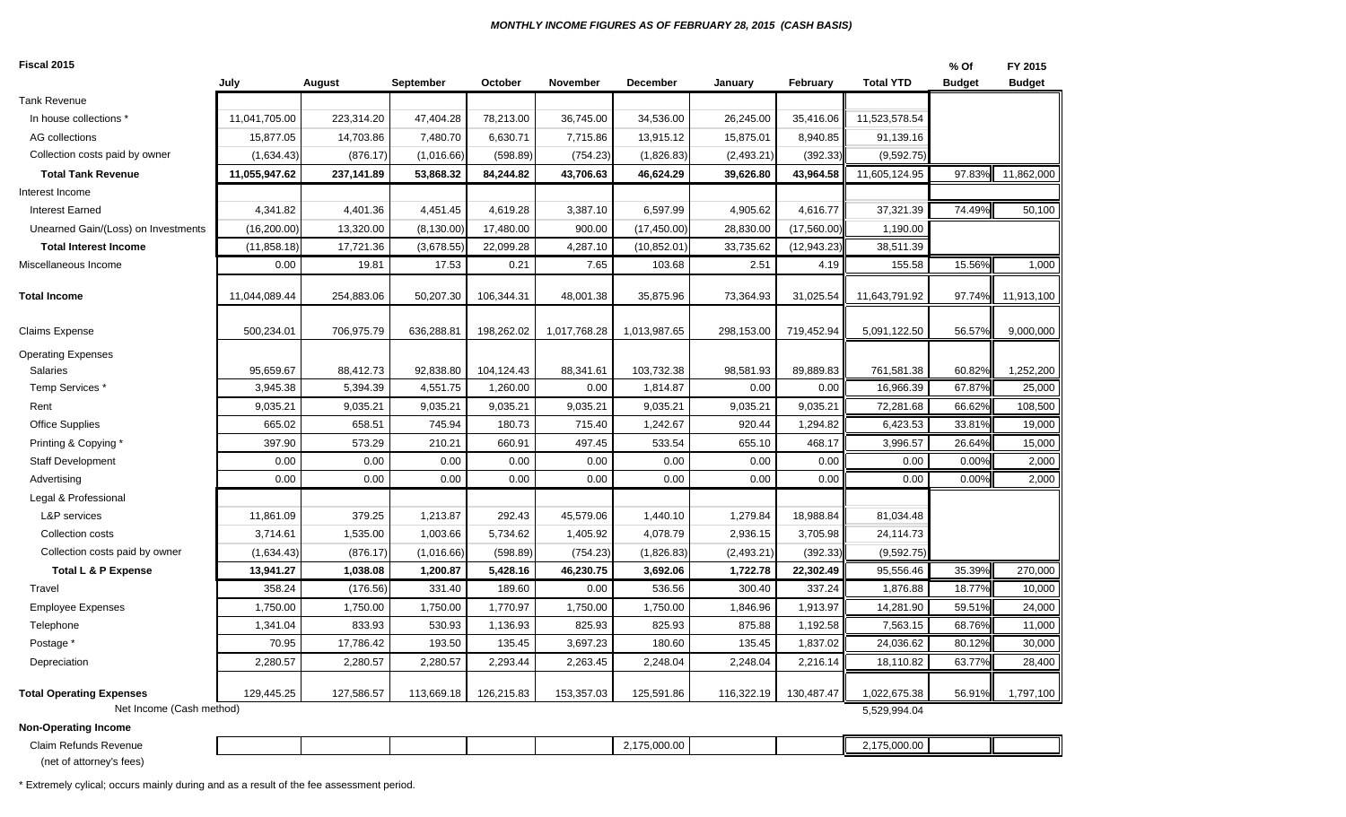### *MONTHLY INCOME FIGURES AS OF FEBRUARY 28, 2015 (CASH BASIS)*

| Fiscal 2015 | July | August | September | October | November | December | January | February | Total YTD | % Of Budget | FY 2015 Budget |
|---|---|---|---|---|---|---|---|---|---|---|---|
| Tank Revenue | | | | | | | | | | | |
| In house collections * | 11,041,705.00 | 223,314.20 | 47,404.28 | 78,213.00 | 36,745.00 | 34,536.00 | 26,245.00 | 35,416.06 | 11,523,578.54 | | |
| AG collections | 15,877.05 | 14,703.86 | 7,480.70 | 6,630.71 | 7,715.86 | 13,915.12 | 15,875.01 | 8,940.85 | 91,139.16 | | |
| Collection costs paid by owner | (1,634.43) | (876.17) | (1,016.66) | (598.89) | (754.23) | (1,826.83) | (2,493.21) | (392.33) | (9,592.75) | | |
| **Total Tank Revenue** | **11,055,947.62** | **237,141.89** | **53,868.32** | **84,244.82** | **43,706.63** | **46,624.29** | **39,626.80** | **43,964.58** | 11,605,124.95 | 97.83% | 11,862,000 |
| Interest Income | | | | | | | | | | | |
| Interest Earned | 4,341.82 | 4,401.36 | 4,451.45 | 4,619.28 | 3,387.10 | 6,597.99 | 4,905.62 | 4,616.77 | 37,321.39 | 74.49% | 50,100 |
| Unearned Gain/(Loss) on Investments | (16,200.00) | 13,320.00 | (8,130.00) | 17,480.00 | 900.00 | (17,450.00) | 28,830.00 | (17,560.00) | 1,190.00 | | |
| **Total Interest Income** | (11,858.18) | 17,721.36 | (3,678.55) | 22,099.28 | 4,287.10 | (10,852.01) | 33,735.62 | (12,943.23) | 38,511.39 | | |
| Miscellaneous Income | 0.00 | 19.81 | 17.53 | 0.21 | 7.65 | 103.68 | 2.51 | 4.19 | 155.58 | 15.56% | 1,000 |
| **Total Income** | 11,044,089.44 | 254,883.06 | 50,207.30 | 106,344.31 | 48,001.38 | 35,875.96 | 73,364.93 | 31,025.54 | 11,643,791.92 | 97.74% | 11,913,100 |
| Claims Expense | 500,234.01 | 706,975.79 | 636,288.81 | 198,262.02 | 1,017,768.28 | 1,013,987.65 | 298,153.00 | 719,452.94 | 5,091,122.50 | 56.57% | 9,000,000 |
| Operating Expenses | | | | | | | | | | | |
| Salaries | 95,659.67 | 88,412.73 | 92,838.80 | 104,124.43 | 88,341.61 | 103,732.38 | 98,581.93 | 89,889.83 | 761,581.38 | 60.82% | 1,252,200 |
| Temp Services * | 3,945.38 | 5,394.39 | 4,551.75 | 1,260.00 | 0.00 | 1,814.87 | 0.00 | 0.00 | 16,966.39 | 67.87% | 25,000 |
| Rent | 9,035.21 | 9,035.21 | 9,035.21 | 9,035.21 | 9,035.21 | 9,035.21 | 9,035.21 | 9,035.21 | 72,281.68 | 66.62% | 108,500 |
| Office Supplies | 665.02 | 658.51 | 745.94 | 180.73 | 715.40 | 1,242.67 | 920.44 | 1,294.82 | 6,423.53 | 33.81% | 19,000 |
| Printing & Copying * | 397.90 | 573.29 | 210.21 | 660.91 | 497.45 | 533.54 | 655.10 | 468.17 | 3,996.57 | 26.64% | 15,000 |
| Staff Development | 0.00 | 0.00 | 0.00 | 0.00 | 0.00 | 0.00 | 0.00 | 0.00 | 0.00 | 0.00% | 2,000 |
| Advertising | 0.00 | 0.00 | 0.00 | 0.00 | 0.00 | 0.00 | 0.00 | 0.00 | 0.00 | 0.00% | 2,000 |
| Legal & Professional | | | | | | | | | | | |
| L&P services | 11,861.09 | 379.25 | 1,213.87 | 292.43 | 45,579.06 | 1,440.10 | 1,279.84 | 18,988.84 | 81,034.48 | | |
| Collection costs | 3,714.61 | 1,535.00 | 1,003.66 | 5,734.62 | 1,405.92 | 4,078.79 | 2,936.15 | 3,705.98 | 24,114.73 | | |
| Collection costs paid by owner | (1,634.43) | (876.17) | (1,016.66) | (598.89) | (754.23) | (1,826.83) | (2,493.21) | (392.33) | (9,592.75) | | |
| **Total L & P Expense** | **13,941.27** | **1,038.08** | **1,200.87** | **5,428.16** | **46,230.75** | **3,692.06** | **1,722.78** | **22,302.49** | 95,556.46 | 35.39% | 270,000 |
| Travel | 358.24 | (176.56) | 331.40 | 189.60 | 0.00 | 536.56 | 300.40 | 337.24 | 1,876.88 | 18.77% | 10,000 |
| Employee Expenses | 1,750.00 | 1,750.00 | 1,750.00 | 1,770.97 | 1,750.00 | 1,750.00 | 1,846.96 | 1,913.97 | 14,281.90 | 59.51% | 24,000 |
| Telephone | 1,341.04 | 833.93 | 530.93 | 1,136.93 | 825.93 | 825.93 | 875.88 | 1,192.58 | 7,563.15 | 68.76% | 11,000 |
| Postage * | 70.95 | 17,786.42 | 193.50 | 135.45 | 3,697.23 | 180.60 | 135.45 | 1,837.02 | 24,036.62 | 80.12% | 30,000 |
| Depreciation | 2,280.57 | 2,280.57 | 2,280.57 | 2,293.44 | 2,263.45 | 2,248.04 | 2,248.04 | 2,216.14 | 18,110.82 | 63.77% | 28,400 |
| **Total Operating Expenses** | 129,445.25 | 127,586.57 | 113,669.18 | 126,215.83 | 153,357.03 | 125,591.86 | 116,322.19 | 130,487.47 | 1,022,675.38 | 56.91% | 1,797,100 |
| Net Income (Cash method) | | | | | | | | | 5,529,994.04 | | |
| **Non-Operating Income** | | | | | | | | | | | |
| Claim Refunds Revenue (net of attorney's fees) | | | | | | 2,175,000.00 | | | 2,175,000.00 | | |

\* Extremely cylical; occurs mainly during and as a result of the fee assessment period.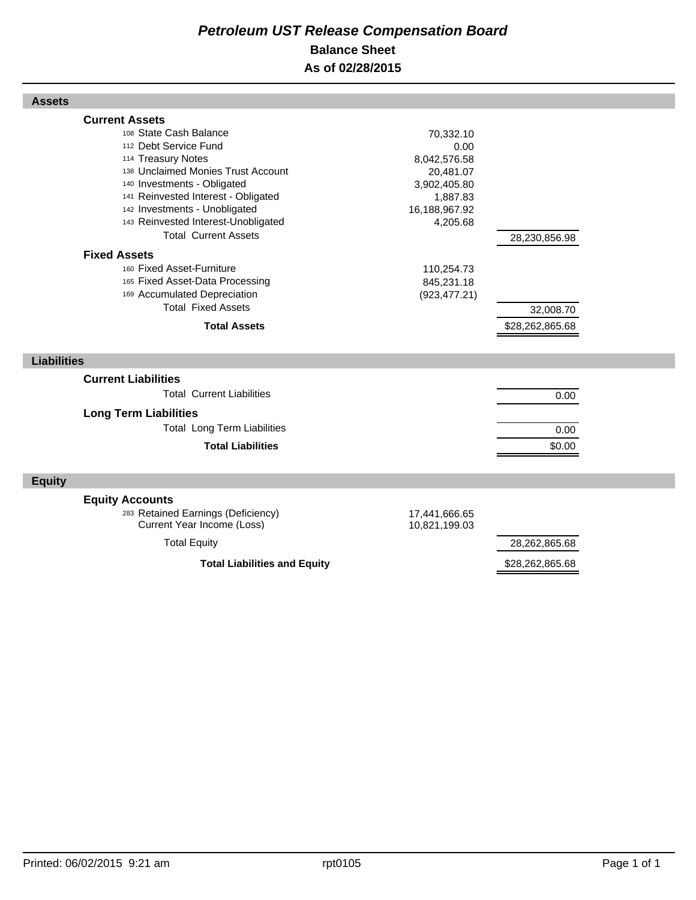# *Petroleum UST Release Compensation Board*

## Balance Sheet

## As of 02/28/2015

### Assets

| | | |
|---|---|---|
| **Current Assets** | | |
| 108 State Cash Balance | 70,332.10 | |
| 112 Debt Service Fund | 0.00 | |
| 114 Treasury Notes | 8,042,576.58 | |
| 138 Unclaimed Monies Trust Account | 20,481.07 | |
| 140 Investments - Obligated | 3,902,405.80 | |
| 141 Reinvested Interest - Obligated | 1,887.83 | |
| 142 Investments - Unobligated | 16,188,967.92 | |
| 143 Reinvested Interest-Unobligated | 4,205.68 | |
| Total Current Assets | | 28,230,856.98 |
| **Fixed Assets** | | |
| 160 Fixed Asset-Furniture | 110,254.73 | |
| 165 Fixed Asset-Data Processing | 845,231.18 | |
| 169 Accumulated Depreciation | (923,477.21) | |
| Total Fixed Assets | | 32,008.70 |
| **Total Assets** | | $28,262,865.68 |

### Liabilities

| | | |
|---|---|---|
| **Current Liabilities** | | |
| Total Current Liabilities | | 0.00 |
| **Long Term Liabilities** | | |
| Total Long Term Liabilities | | 0.00 |
| **Total Liabilities** | | $0.00 |

### Equity

| | | |
|---|---|---|
| **Equity Accounts** | | |
| 283 Retained Earnings (Deficiency) | 17,441,666.65 | |
| Current Year Income (Loss) | 10,821,199.03 | |
| Total Equity | | 28,262,865.68 |
| **Total Liabilities and Equity** | | $28,262,865.68 |

Printed: 06/02/2015 9:21 am rpt0105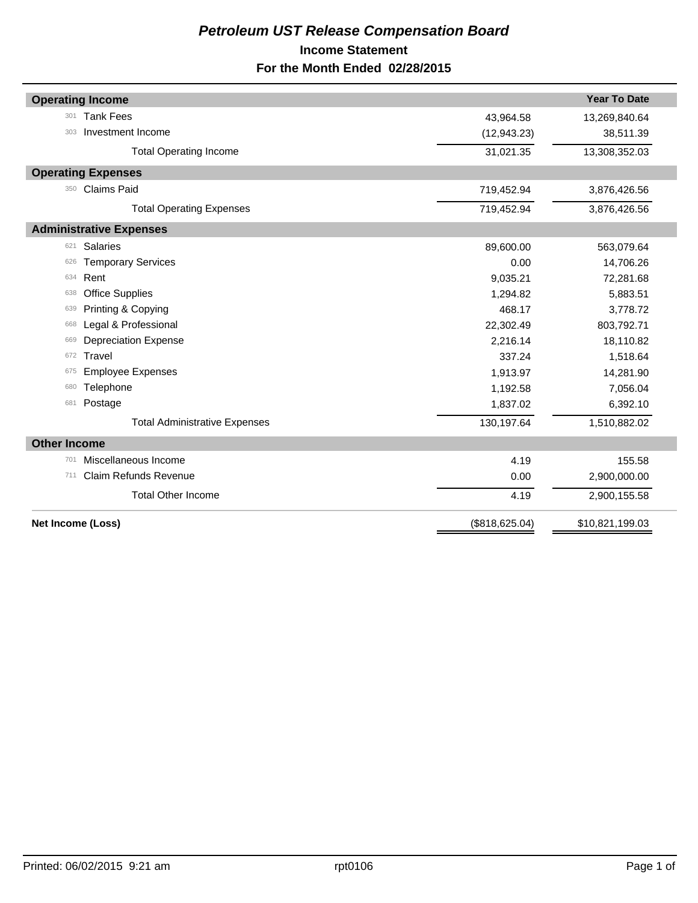# *Petroleum UST Release Compensation Board*

## Income Statement

## For the Month Ended 02/28/2015

| | | | Year To Date |
|---|---|---|---|
| **Operating Income** | | | |
| 301 | Tank Fees | 43,964.58 | 13,269,840.64 |
| 303 | Investment Income | (12,943.23) | 38,511.39 |
| | Total Operating Income | 31,021.35 | 13,308,352.03 |
| **Operating Expenses** | | | |
| 350 | Claims Paid | 719,452.94 | 3,876,426.56 |
| | Total Operating Expenses | 719,452.94 | 3,876,426.56 |
| **Administrative Expenses** | | | |
| 621 | Salaries | 89,600.00 | 563,079.64 |
| 626 | Temporary Services | 0.00 | 14,706.26 |
| 634 | Rent | 9,035.21 | 72,281.68 |
| 638 | Office Supplies | 1,294.82 | 5,883.51 |
| 639 | Printing & Copying | 468.17 | 3,778.72 |
| 668 | Legal & Professional | 22,302.49 | 803,792.71 |
| 669 | Depreciation Expense | 2,216.14 | 18,110.82 |
| 672 | Travel | 337.24 | 1,518.64 |
| 675 | Employee Expenses | 1,913.97 | 14,281.90 |
| 680 | Telephone | 1,192.58 | 7,056.04 |
| 681 | Postage | 1,837.02 | 6,392.10 |
| | Total Administrative Expenses | 130,197.64 | 1,510,882.02 |
| **Other Income** | | | |
| 701 | Miscellaneous Income | 4.19 | 155.58 |
| 711 | Claim Refunds Revenue | 0.00 | 2,900,000.00 |
| | Total Other Income | 4.19 | 2,900,155.58 |
| **Net Income (Loss)** | | ($818,625.04) | $10,821,199.03 |

Printed: 06/02/2015 9:21 am rpt0106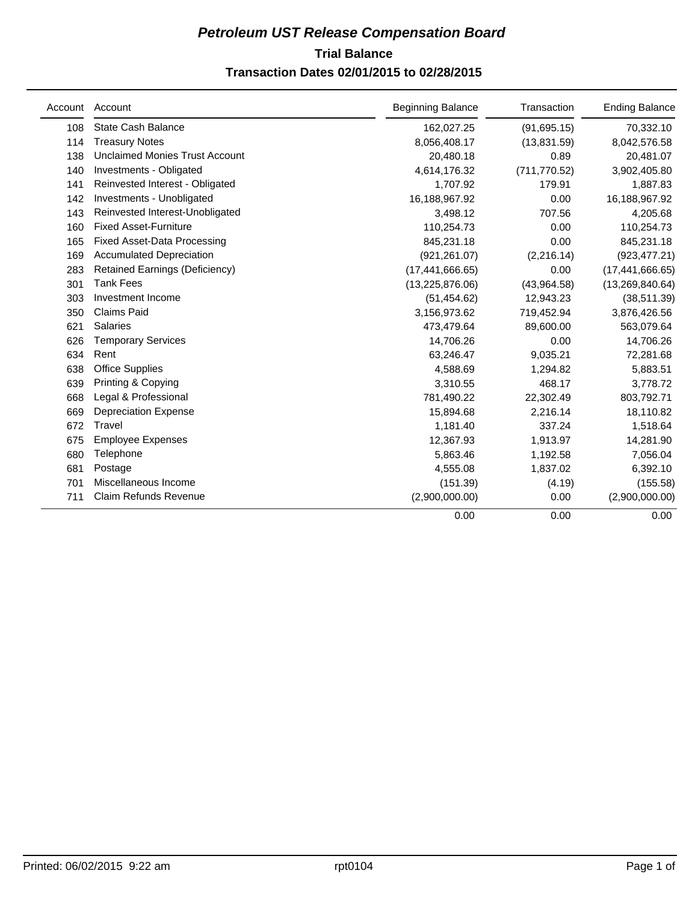# *Petroleum UST Release Compensation Board*

## Trial Balance

## Transaction Dates 02/01/2015 to 02/28/2015

| Account | Account | Beginning Balance | Transaction | Ending Balance |
|---|---|---|---|---|
| 108 | State Cash Balance | 162,027.25 | (91,695.15) | 70,332.10 |
| 114 | Treasury Notes | 8,056,408.17 | (13,831.59) | 8,042,576.58 |
| 138 | Unclaimed Monies Trust Account | 20,480.18 | 0.89 | 20,481.07 |
| 140 | Investments - Obligated | 4,614,176.32 | (711,770.52) | 3,902,405.80 |
| 141 | Reinvested Interest - Obligated | 1,707.92 | 179.91 | 1,887.83 |
| 142 | Investments - Unobligated | 16,188,967.92 | 0.00 | 16,188,967.92 |
| 143 | Reinvested Interest-Unobligated | 3,498.12 | 707.56 | 4,205.68 |
| 160 | Fixed Asset-Furniture | 110,254.73 | 0.00 | 110,254.73 |
| 165 | Fixed Asset-Data Processing | 845,231.18 | 0.00 | 845,231.18 |
| 169 | Accumulated Depreciation | (921,261.07) | (2,216.14) | (923,477.21) |
| 283 | Retained Earnings (Deficiency) | (17,441,666.65) | 0.00 | (17,441,666.65) |
| 301 | Tank Fees | (13,225,876.06) | (43,964.58) | (13,269,840.64) |
| 303 | Investment Income | (51,454.62) | 12,943.23 | (38,511.39) |
| 350 | Claims Paid | 3,156,973.62 | 719,452.94 | 3,876,426.56 |
| 621 | Salaries | 473,479.64 | 89,600.00 | 563,079.64 |
| 626 | Temporary Services | 14,706.26 | 0.00 | 14,706.26 |
| 634 | Rent | 63,246.47 | 9,035.21 | 72,281.68 |
| 638 | Office Supplies | 4,588.69 | 1,294.82 | 5,883.51 |
| 639 | Printing & Copying | 3,310.55 | 468.17 | 3,778.72 |
| 668 | Legal & Professional | 781,490.22 | 22,302.49 | 803,792.71 |
| 669 | Depreciation Expense | 15,894.68 | 2,216.14 | 18,110.82 |
| 672 | Travel | 1,181.40 | 337.24 | 1,518.64 |
| 675 | Employee Expenses | 12,367.93 | 1,913.97 | 14,281.90 |
| 680 | Telephone | 5,863.46 | 1,192.58 | 7,056.04 |
| 681 | Postage | 4,555.08 | 1,837.02 | 6,392.10 |
| 701 | Miscellaneous Income | (151.39) | (4.19) | (155.58) |
| 711 | Claim Refunds Revenue | (2,900,000.00) | 0.00 | (2,900,000.00) |
| | | 0.00 | 0.00 | 0.00 |

Printed: 06/02/2015 9:22 am rpt0104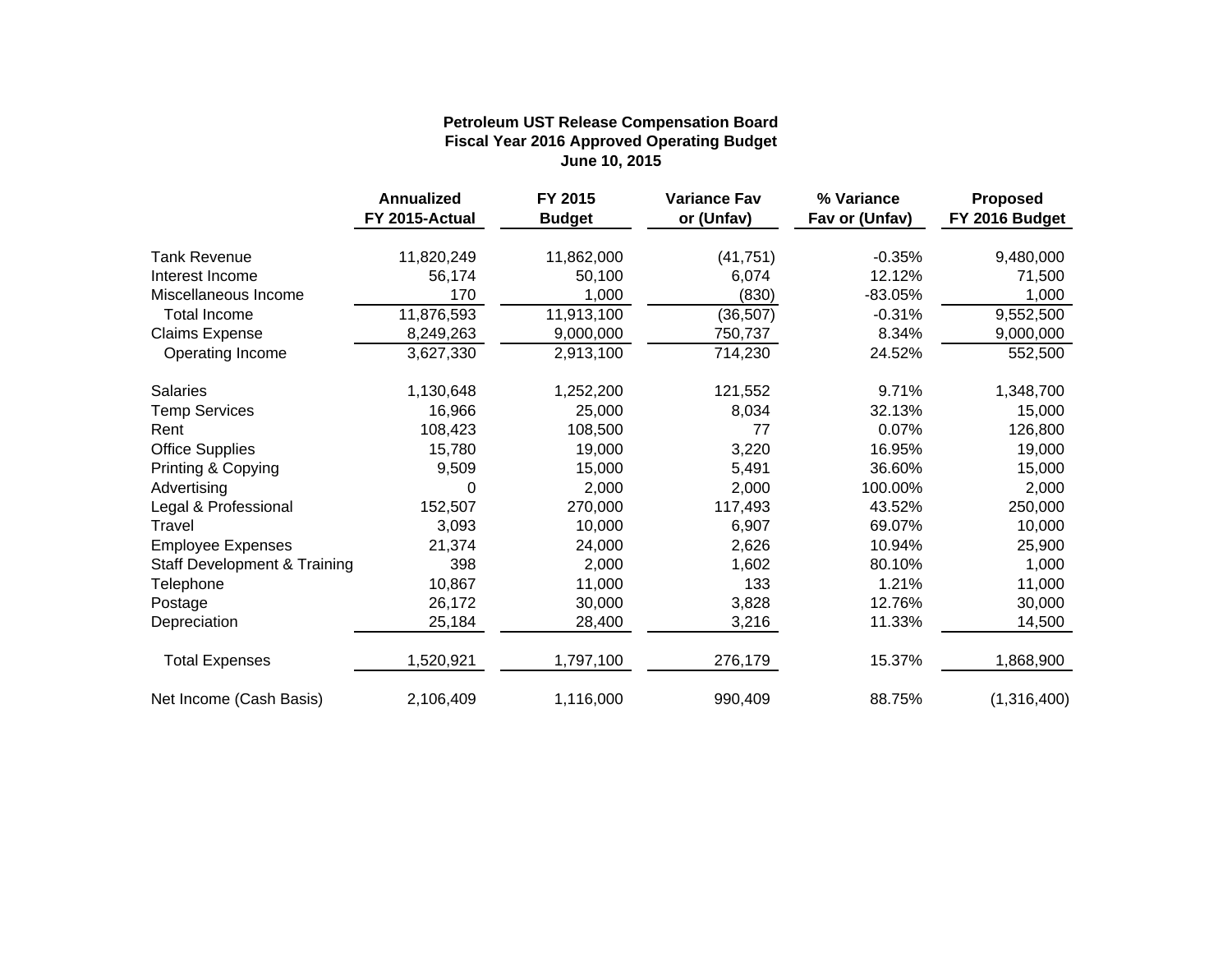**Petroleum UST Release Compensation Board**
**Fiscal Year 2016 Approved Operating Budget**
**June 10, 2015**

| | Annualized FY 2015-Actual | FY 2015 Budget | Variance Fav or (Unfav) | % Variance Fav or (Unfav) | Proposed FY 2016 Budget |
|---|---|---|---|---|---|
| Tank Revenue | 11,820,249 | 11,862,000 | (41,751) | -0.35% | 9,480,000 |
| Interest Income | 56,174 | 50,100 | 6,074 | 12.12% | 71,500 |
| Miscellaneous Income | 170 | 1,000 | (830) | -83.05% | 1,000 |
| Total Income | 11,876,593 | 11,913,100 | (36,507) | -0.31% | 9,552,500 |
| Claims Expense | 8,249,263 | 9,000,000 | 750,737 | 8.34% | 9,000,000 |
| Operating Income | 3,627,330 | 2,913,100 | 714,230 | 24.52% | 552,500 |
| | | | | | |
| Salaries | 1,130,648 | 1,252,200 | 121,552 | 9.71% | 1,348,700 |
| Temp Services | 16,966 | 25,000 | 8,034 | 32.13% | 15,000 |
| Rent | 108,423 | 108,500 | 77 | 0.07% | 126,800 |
| Office Supplies | 15,780 | 19,000 | 3,220 | 16.95% | 19,000 |
| Printing & Copying | 9,509 | 15,000 | 5,491 | 36.60% | 15,000 |
| Advertising | 0 | 2,000 | 2,000 | 100.00% | 2,000 |
| Legal & Professional | 152,507 | 270,000 | 117,493 | 43.52% | 250,000 |
| Travel | 3,093 | 10,000 | 6,907 | 69.07% | 10,000 |
| Employee Expenses | 21,374 | 24,000 | 2,626 | 10.94% | 25,900 |
| Staff Development & Training | 398 | 2,000 | 1,602 | 80.10% | 1,000 |
| Telephone | 10,867 | 11,000 | 133 | 1.21% | 11,000 |
| Postage | 26,172 | 30,000 | 3,828 | 12.76% | 30,000 |
| Depreciation | 25,184 | 28,400 | 3,216 | 11.33% | 14,500 |
| | | | | | |
| Total Expenses | 1,520,921 | 1,797,100 | 276,179 | 15.37% | 1,868,900 |
| | | | | | |
| Net Income (Cash Basis) | 2,106,409 | 1,116,000 | 990,409 | 88.75% | (1,316,400) |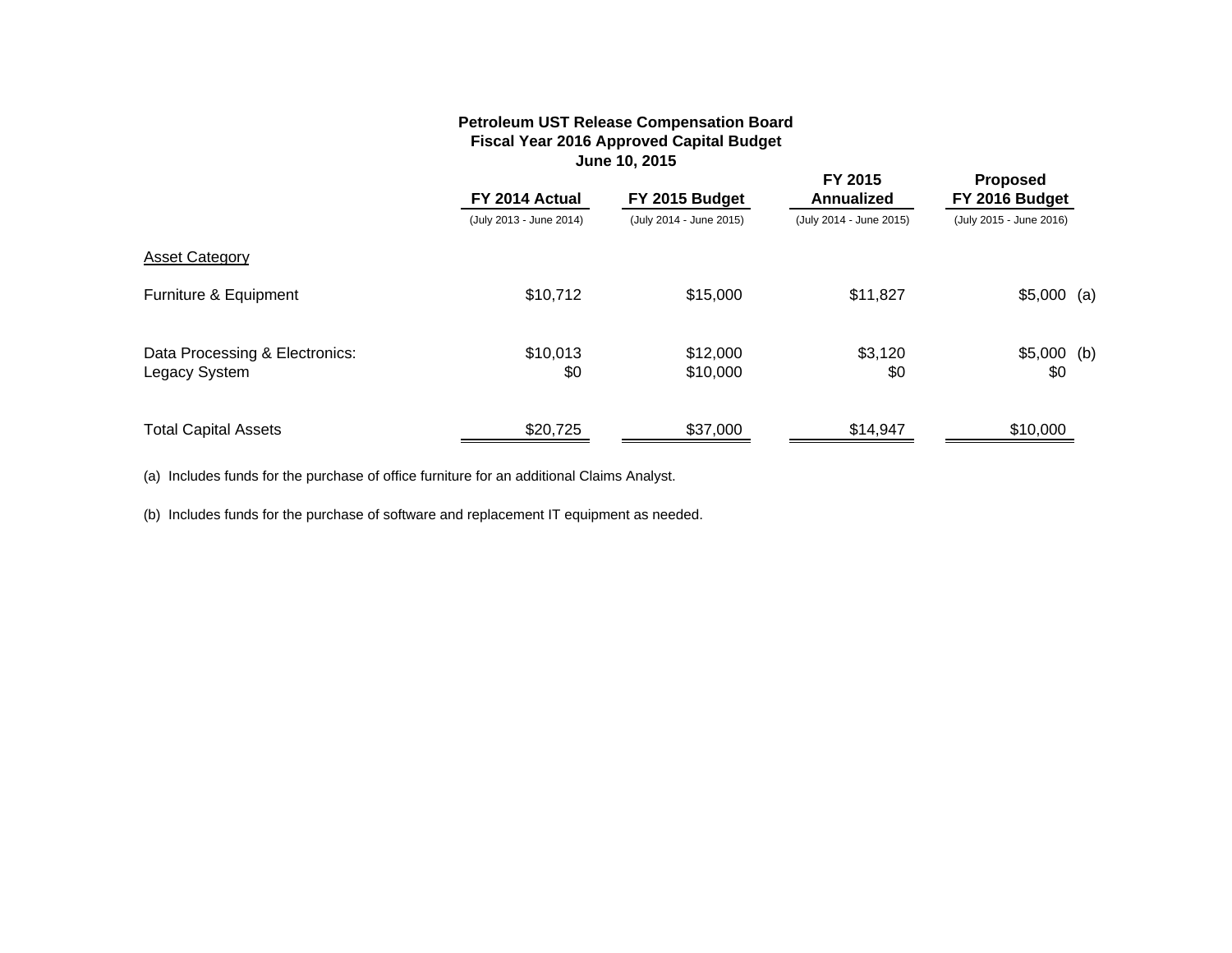# Petroleum UST Release Compensation Board
## Fiscal Year 2016 Approved Capital Budget
### June 10, 2015

| | FY 2014 Actual (July 2013 - June 2014) | FY 2015 Budget (July 2014 - June 2015) | FY 2015 Annualized (July 2014 - June 2015) | Proposed FY 2016 Budget (July 2015 - June 2016) |
|---|---|---|---|---|
| Asset Category | | | | |
| Furniture & Equipment | $10,712 | $15,000 | $11,827 | $5,000 (a) |
| Data Processing & Electronics: | $10,013 | $12,000 | $3,120 | $5,000 (b) |
| Legacy System | $0 | $10,000 | $0 | $0 |
| Total Capital Assets | $20,725 | $37,000 | $14,947 | $10,000 |

(a) Includes funds for the purchase of office furniture for an additional Claims Analyst.

(b) Includes funds for the purchase of software and replacement IT equipment as needed.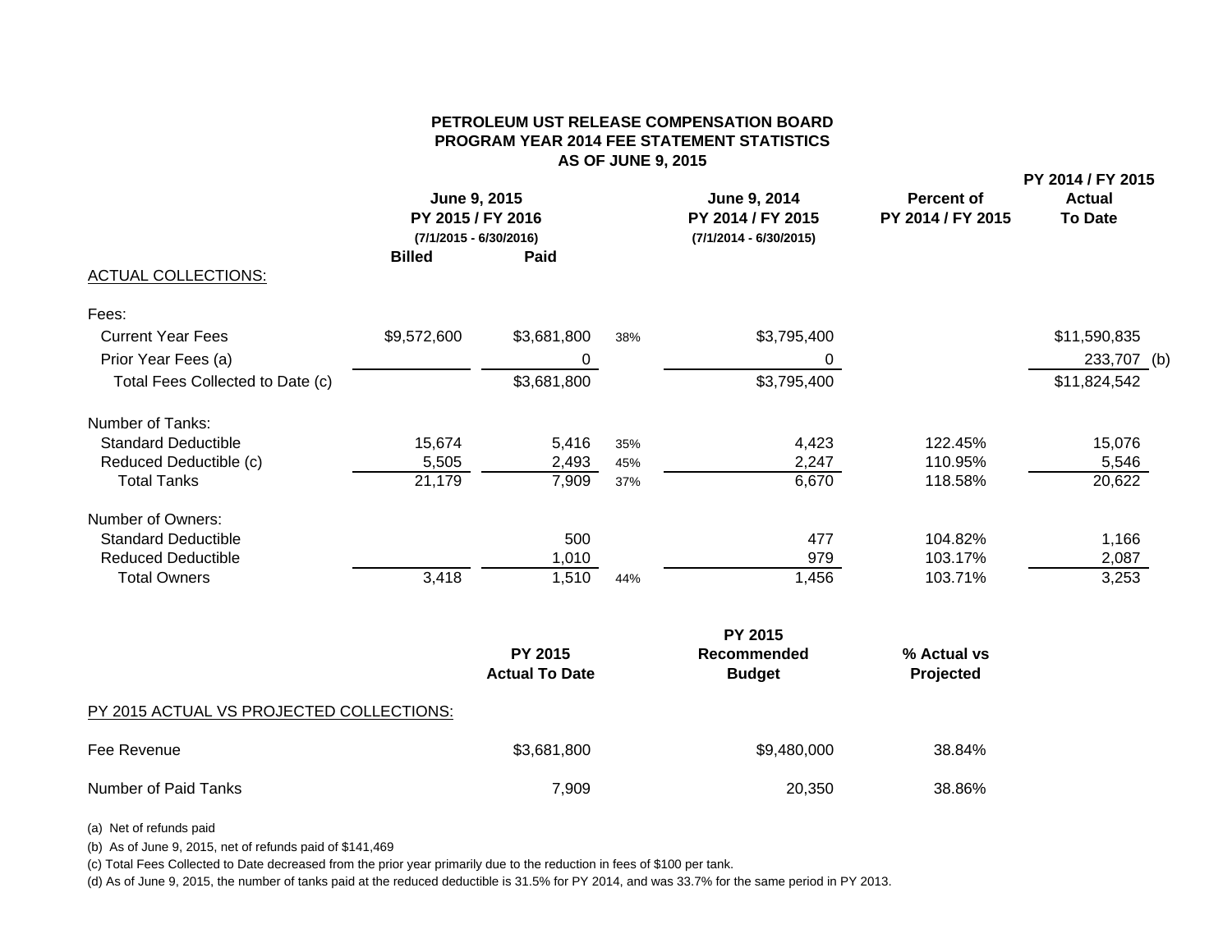# PETROLEUM UST RELEASE COMPENSATION BOARD
## PROGRAM YEAR 2014 FEE STATEMENT STATISTICS
### AS OF JUNE 9, 2015

| | June 9, 2015 PY 2015 / FY 2016 (7/1/2015 - 6/30/2016) | | | June 9, 2014 PY 2014 / FY 2015 (7/1/2014 - 6/30/2015) | Percent of PY 2014 / FY 2015 | PY 2014 / FY 2015 Actual To Date |
|---|---|---|---|---|---|---|
| | Billed | Paid | | | | |
| ACTUAL COLLECTIONS: | | | | | | |
| Fees: | | | | | | |
| Current Year Fees | $9,572,600 | $3,681,800 | 38% | $3,795,400 | | $11,590,835 |
| Prior Year Fees (a) | | 0 | | 0 | | 233,707 (b) |
| Total Fees Collected to Date (c) | | $3,681,800 | | $3,795,400 | | $11,824,542 |
| Number of Tanks: | | | | | | |
| Standard Deductible | 15,674 | 5,416 | 35% | 4,423 | 122.45% | 15,076 |
| Reduced Deductible (c) | 5,505 | 2,493 | 45% | 2,247 | 110.95% | 5,546 |
| Total Tanks | 21,179 | 7,909 | 37% | 6,670 | 118.58% | 20,622 |
| Number of Owners: | | | | | | |
| Standard Deductible | | 500 | | 477 | 104.82% | 1,166 |
| Reduced Deductible | | 1,010 | | 979 | 103.17% | 2,087 |
| Total Owners | 3,418 | 1,510 | 44% | 1,456 | 103.71% | 3,253 |

| | PY 2015 Actual To Date | PY 2015 Recommended Budget | % Actual vs Projected |
|---|---|---|---|
| PY 2015 ACTUAL VS PROJECTED COLLECTIONS: | | | |
| Fee Revenue | $3,681,800 | $9,480,000 | 38.84% |
| Number of Paid Tanks | 7,909 | 20,350 | 38.86% |

(a) Net of refunds paid

(b) As of June 9, 2015, net of refunds paid of $141,469

(c) Total Fees Collected to Date decreased from the prior year primarily due to the reduction in fees of $100 per tank.

(d) As of June 9, 2015, the number of tanks paid at the reduced deductible is 31.5% for PY 2014, and was 33.7% for the same period in PY 2013.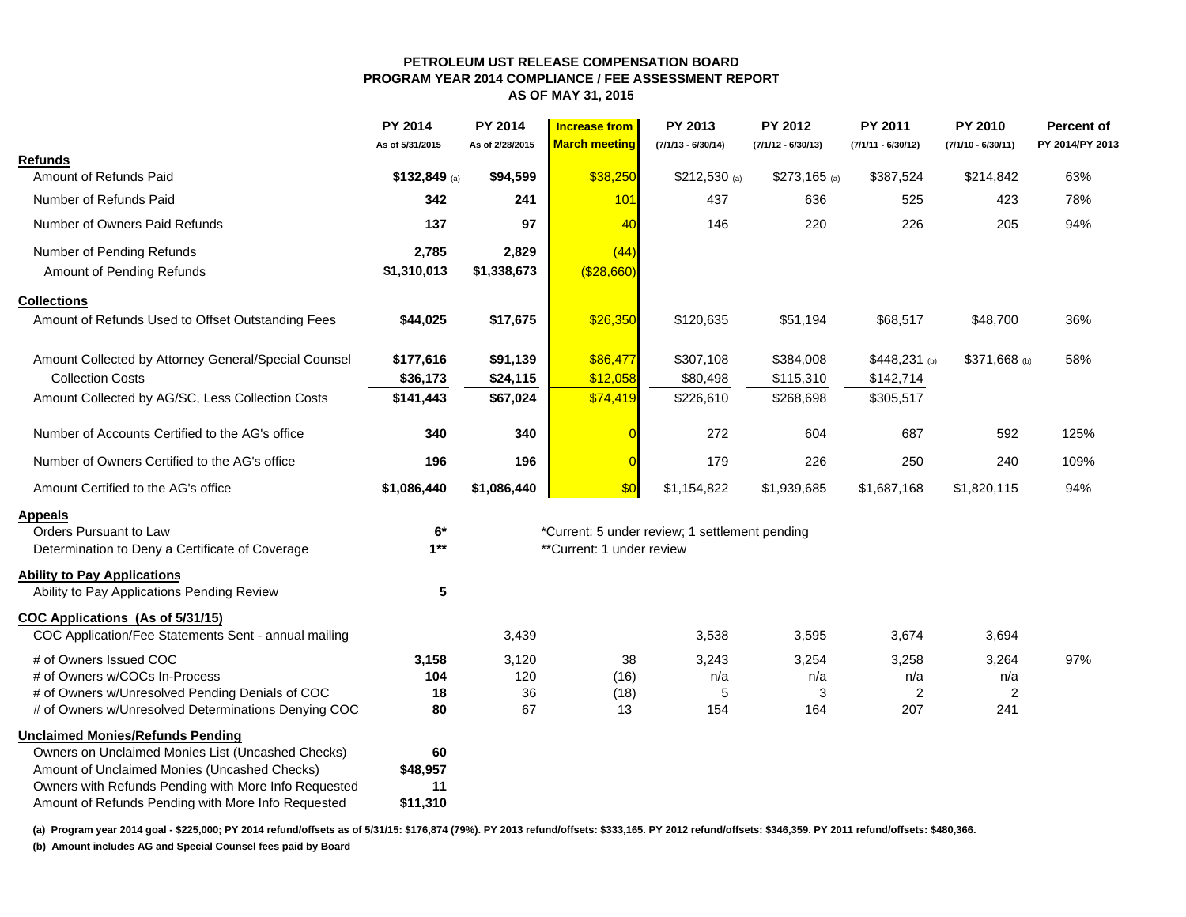**PETROLEUM UST RELEASE COMPENSATION BOARD**
**PROGRAM YEAR 2014 COMPLIANCE / FEE ASSESSMENT REPORT**
**AS OF MAY 31, 2015**

| | PY 2014 As of 5/31/2015 | PY 2014 As of 2/28/2015 | Increase from March meeting | PY 2013 (7/1/13 - 6/30/14) | PY 2012 (7/1/12 - 6/30/13) | PY 2011 (7/1/11 - 6/30/12) | PY 2010 (7/1/10 - 6/30/11) | Percent of PY 2014/PY 2013 |
|---|---|---|---|---|---|---|---|---|
| **Refunds** | | | | | | | | |
| Amount of Refunds Paid | **$132,849** (a) | **$94,599** | $38,250 | $212,530 (a) | $273,165 (a) | $387,524 | $214,842 | 63% |
| Number of Refunds Paid | **342** | **241** | 101 | 437 | 636 | 525 | 423 | 78% |
| Number of Owners Paid Refunds | **137** | **97** | 40 | 146 | 220 | 226 | 205 | 94% |
| Number of Pending Refunds | **2,785** | **2,829** | (44) | | | | | |
| Amount of Pending Refunds | **$1,310,013** | **$1,338,673** | ($28,660) | | | | | |
| **Collections** | | | | | | | | |
| Amount of Refunds Used to Offset Outstanding Fees | **$44,025** | **$17,675** | $26,350 | $120,635 | $51,194 | $68,517 | $48,700 | 36% |
| Amount Collected by Attorney General/Special Counsel | **$177,616** | **$91,139** | $86,477 | $307,108 | $384,008 | $448,231 (b) | $371,668 (b) | 58% |
| Collection Costs | **$36,173** | **$24,115** | $12,058 | $80,498 | $115,310 | $142,714 | | |
| Amount Collected by AG/SC, Less Collection Costs | **$141,443** | **$67,024** | $74,419 | $226,610 | $268,698 | $305,517 | | |
| Number of Accounts Certified to the AG's office | **340** | **340** | 0 | 272 | 604 | 687 | 592 | 125% |
| Number of Owners Certified to the AG's office | **196** | **196** | 0 | 179 | 226 | 250 | 240 | 109% |
| Amount Certified to the AG's office | **$1,086,440** | **$1,086,440** | $0 | $1,154,822 | $1,939,685 | $1,687,168 | $1,820,115 | 94% |
| **Appeals** | | | | | | | | |
| Orders Pursuant to Law | **6*** | | *Current: 5 under review; 1 settlement pending | | | | | |
| Determination to Deny a Certificate of Coverage | **1**** | | **Current: 1 under review | | | | | |
| **Ability to Pay Applications** | | | | | | | | |
| Ability to Pay Applications Pending Review | **5** | | | | | | | |
| **COC Applications (As of 5/31/15)** | | | | | | | | |
| COC Application/Fee Statements Sent - annual mailing | | 3,439 | | 3,538 | 3,595 | 3,674 | 3,694 | |
| # of Owners Issued COC | **3,158** | 3,120 | 38 | 3,243 | 3,254 | 3,258 | 3,264 | 97% |
| # of Owners w/COCs In-Process | **104** | 120 | (16) | n/a | n/a | n/a | n/a | |
| # of Owners w/Unresolved Pending Denials of COC | **18** | 36 | (18) | 5 | 3 | 2 | 2 | |
| # of Owners w/Unresolved Determinations Denying COC | **80** | 67 | 13 | 154 | 164 | 207 | 241 | |
| **Unclaimed Monies/Refunds Pending** | | | | | | | | |
| Owners on Unclaimed Monies List (Uncashed Checks) | **60** | | | | | | | |
| Amount of Unclaimed Monies (Uncashed Checks) | **$48,957** | | | | | | | |
| Owners with Refunds Pending with More Info Requested | **11** | | | | | | | |
| Amount of Refunds Pending with More Info Requested | **$11,310** | | | | | | | |

**(a) Program year 2014 goal - $225,000; PY 2014 refund/offsets as of 5/31/15: $176,874 (79%). PY 2013 refund/offsets: $333,165. PY 2012 refund/offsets: $346,359. PY 2011 refund/offsets: $480,366.**

**(b) Amount includes AG and Special Counsel fees paid by Board**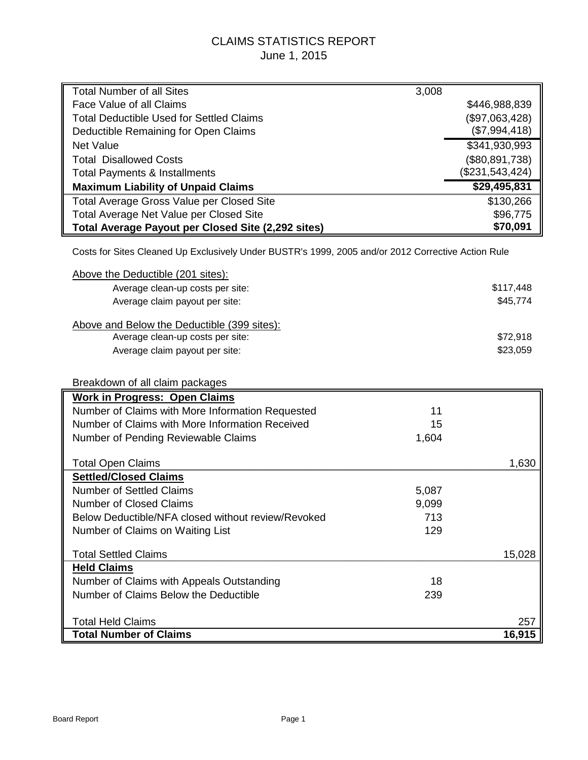# CLAIMS STATISTICS REPORT

June 1, 2015

| | | |
|---|---|---|
| Total Number of all Sites | 3,008 | |
| Face Value of all Claims | | $446,988,839 |
| Total Deductible Used for Settled Claims | | ($97,063,428) |
| Deductible Remaining for Open Claims | | ($7,994,418) |
| Net Value | | $341,930,993 |
| Total Disallowed Costs | | ($80,891,738) |
| Total Payments & Installments | | ($231,543,424) |
| **Maximum Liability of Unpaid Claims** | | **$29,495,831** |
| Total Average Gross Value per Closed Site | | $130,266 |
| Total Average Net Value per Closed Site | | $96,775 |
| **Total Average Payout per Closed Site (2,292 sites)** | | **$70,091** |

Costs for Sites Cleaned Up Exclusively Under BUSTR's 1999, 2005 and/or 2012 Corrective Action Rule

Above the Deductible (201 sites):

| | |
|---|---|
| Average clean-up costs per site: | $117,448 |
| Average claim payout per site: | $45,774 |

Above and Below the Deductible (399 sites):

| | |
|---|---|
| Average clean-up costs per site: | $72,918 |
| Average claim payout per site: | $23,059 |

Breakdown of all claim packages

| | | |
|---|---|---|
| **Work in Progress: Open Claims** | | |
| Number of Claims with More Information Requested | 11 | |
| Number of Claims with More Information Received | 15 | |
| Number of Pending Reviewable Claims | 1,604 | |
| Total Open Claims | | 1,630 |
| **Settled/Closed Claims** | | |
| Number of Settled Claims | 5,087 | |
| Number of Closed Claims | 9,099 | |
| Below Deductible/NFA closed without review/Revoked | 713 | |
| Number of Claims on Waiting List | 129 | |
| Total Settled Claims | | 15,028 |
| **Held Claims** | | |
| Number of Claims with Appeals Outstanding | 18 | |
| Number of Claims Below the Deductible | 239 | |
| Total Held Claims | | 257 |
| **Total Number of Claims** | | **16,915** |

Board Report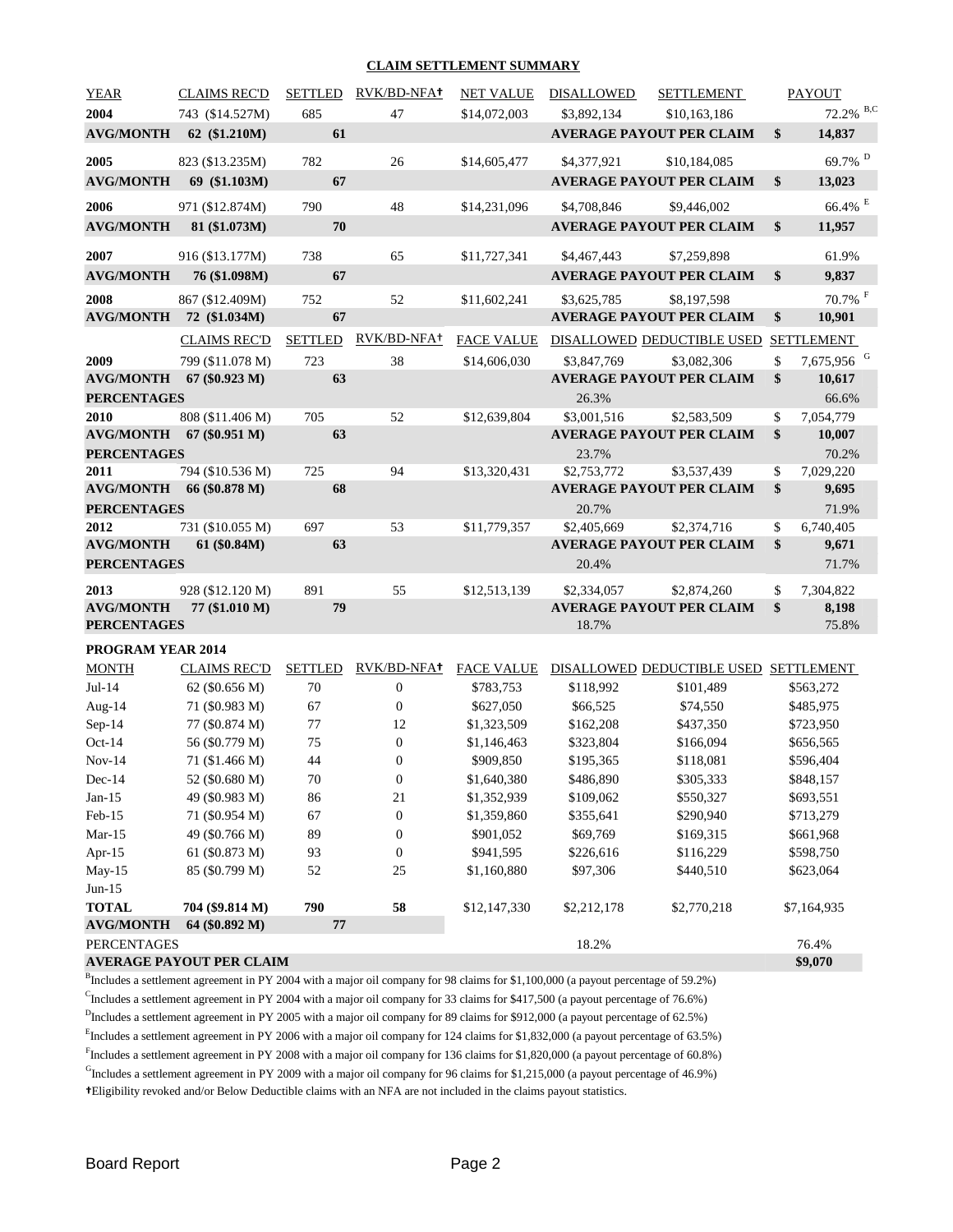## CLAIM SETTLEMENT SUMMARY

| YEAR | CLAIMS REC'D | SETTLED | RVK/BD-NFA† | NET VALUE | DISALLOWED | SETTLEMENT | | PAYOUT |
|---|---|---|---|---|---|---|---|---|
| **2004** | 743 ($14.527M) | 685 | 47 | $14,072,003 | $3,892,134 | $10,163,186 | | 72.2% [B,C] |
| **AVG/MONTH** | **62 ($1.210M)** | **61** | | | **AVERAGE PAYOUT PER CLAIM** | | **$** | **14,837** |
| **2005** | 823 ($13.235M) | 782 | 26 | $14,605,477 | $4,377,921 | $10,184,085 | | 69.7% [D] |
| **AVG/MONTH** | **69 ($1.103M)** | **67** | | | **AVERAGE PAYOUT PER CLAIM** | | **$** | **13,023** |
| **2006** | 971 ($12.874M) | 790 | 48 | $14,231,096 | $4,708,846 | $9,446,002 | | 66.4% [E] |
| **AVG/MONTH** | **81 ($1.073M)** | **70** | | | **AVERAGE PAYOUT PER CLAIM** | | **$** | **11,957** |
| **2007** | 916 ($13.177M) | 738 | 65 | $11,727,341 | $4,467,443 | $7,259,898 | | 61.9% |
| **AVG/MONTH** | **76 ($1.098M)** | **67** | | | **AVERAGE PAYOUT PER CLAIM** | | **$** | **9,837** |
| **2008** | 867 ($12.409M) | 752 | 52 | $11,602,241 | $3,625,785 | $8,197,598 | | 70.7% [F] |
| **AVG/MONTH** | **72 ($1.034M)** | **67** | | | **AVERAGE PAYOUT PER CLAIM** | | **$** | **10,901** |

| YEAR | CLAIMS REC'D | SETTLED | RVK/BD-NFA† | FACE VALUE | DISALLOWED | DEDUCTIBLE USED | | SETTLEMENT |
|---|---|---|---|---|---|---|---|---|
| **2009** | 799 ($11.078 M) | 723 | 38 | $14,606,030 | $3,847,769 | $3,082,306 | $ | 7,675,956 [G] |
| **AVG/MONTH** | **67 ($0.923 M)** | **63** | | | **AVERAGE PAYOUT PER CLAIM** | | **$** | **10,617** |
| **PERCENTAGES** | | | | | 26.3% | | | 66.6% |
| **2010** | 808 ($11.406 M) | 705 | 52 | $12,639,804 | $3,001,516 | $2,583,509 | $ | 7,054,779 |
| **AVG/MONTH** | **67 ($0.951 M)** | **63** | | | **AVERAGE PAYOUT PER CLAIM** | | **$** | **10,007** |
| **PERCENTAGES** | | | | | 23.7% | | | 70.2% |
| **2011** | 794 ($10.536 M) | 725 | 94 | $13,320,431 | $2,753,772 | $3,537,439 | $ | 7,029,220 |
| **AVG/MONTH** | **66 ($0.878 M)** | **68** | | | **AVERAGE PAYOUT PER CLAIM** | | **$** | **9,695** |
| **PERCENTAGES** | | | | | 20.7% | | | 71.9% |
| **2012** | 731 ($10.055 M) | 697 | 53 | $11,779,357 | $2,405,669 | $2,374,716 | $ | 6,740,405 |
| **AVG/MONTH** | **61 ($0.84M)** | **63** | | | **AVERAGE PAYOUT PER CLAIM** | | **$** | **9,671** |
| **PERCENTAGES** | | | | | 20.4% | | | 71.7% |
| **2013** | 928 ($12.120 M) | 891 | 55 | $12,513,139 | $2,334,057 | $2,874,260 | $ | 7,304,822 |
| **AVG/MONTH** | **77 ($1.010 M)** | **79** | | | **AVERAGE PAYOUT PER CLAIM** | | **$** | **8,198** |
| **PERCENTAGES** | | | | | 18.7% | | | 75.8% |

**PROGRAM YEAR 2014**

| MONTH | CLAIMS REC'D | SETTLED | RVK/BD-NFA† | FACE VALUE | DISALLOWED | DEDUCTIBLE USED | SETTLEMENT |
|---|---|---|---|---|---|---|---|
| Jul-14 | 62 ($0.656 M) | 70 | 0 | $783,753 | $118,992 | $101,489 | $563,272 |
| Aug-14 | 71 ($0.983 M) | 67 | 0 | $627,050 | $66,525 | $74,550 | $485,975 |
| Sep-14 | 77 ($0.874 M) | 77 | 12 | $1,323,509 | $162,208 | $437,350 | $723,950 |
| Oct-14 | 56 ($0.779 M) | 75 | 0 | $1,146,463 | $323,804 | $166,094 | $656,565 |
| Nov-14 | 71 ($1.466 M) | 44 | 0 | $909,850 | $195,365 | $118,081 | $596,404 |
| Dec-14 | 52 ($0.680 M) | 70 | 0 | $1,640,380 | $486,890 | $305,333 | $848,157 |
| Jan-15 | 49 ($0.983 M) | 86 | 21 | $1,352,939 | $109,062 | $550,327 | $693,551 |
| Feb-15 | 71 ($0.954 M) | 67 | 0 | $1,359,860 | $355,641 | $290,940 | $713,279 |
| Mar-15 | 49 ($0.766 M) | 89 | 0 | $901,052 | $69,769 | $169,315 | $661,968 |
| Apr-15 | 61 ($0.873 M) | 93 | 0 | $941,595 | $226,616 | $116,229 | $598,750 |
| May-15 | 85 ($0.799 M) | 52 | 25 | $1,160,880 | $97,306 | $440,510 | $623,064 |
| Jun-15 | | | | | | | |
| **TOTAL** | **704 ($9.814 M)** | **790** | **58** | $12,147,330 | $2,212,178 | $2,770,218 | $7,164,935 |
| **AVG/MONTH** | **64 ($0.892 M)** | **77** | | | | | |
| PERCENTAGES | | | | | 18.2% | | 76.4% |
| **AVERAGE PAYOUT PER CLAIM** | | | | | | | **$9,070** |

[B]Includes a settlement agreement in PY 2004 with a major oil company for 98 claims for $1,100,000 (a payout percentage of 59.2%)

[C]Includes a settlement agreement in PY 2004 with a major oil company for 33 claims for $417,500 (a payout percentage of 76.6%)

[D]Includes a settlement agreement in PY 2005 with a major oil company for 89 claims for $912,000 (a payout percentage of 62.5%)

[E]Includes a settlement agreement in PY 2006 with a major oil company for 124 claims for $1,832,000 (a payout percentage of 63.5%)

[F]Includes a settlement agreement in PY 2008 with a major oil company for 136 claims for $1,820,000 (a payout percentage of 60.8%)

[G]Includes a settlement agreement in PY 2009 with a major oil company for 96 claims for $1,215,000 (a payout percentage of 46.9%)

†Eligibility revoked and/or Below Deductible claims with an NFA are not included in the claims payout statistics.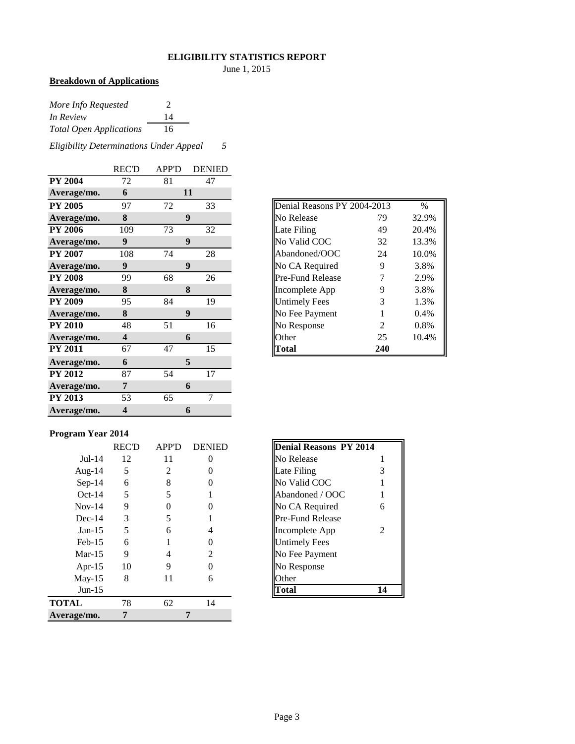# ELIGIBILITY STATISTICS REPORT

June 1, 2015

**Breakdown of Applications**

| | |
|---|---|
| *More Info Requested* | 2 |
| *In Review* | 14 |
| *Total Open Applications* | 16 |

*Eligibility Determinations Under Appeal* 5

| | REC'D | APP'D | DENIED |
|---|---|---|---|
| **PY 2004** | 72 | 81 | 47 |
| **Average/mo.** | **6** | **11** | |
| **PY 2005** | 97 | 72 | 33 |
| **Average/mo.** | **8** | **9** | |
| **PY 2006** | 109 | 73 | 32 |
| **Average/mo.** | **9** | **9** | |
| **PY 2007** | 108 | 74 | 28 |
| **Average/mo.** | **9** | **9** | |
| **PY 2008** | 99 | 68 | 26 |
| **Average/mo.** | **8** | **8** | |
| **PY 2009** | 95 | 84 | 19 |
| **Average/mo.** | **8** | **9** | |
| **PY 2010** | 48 | 51 | 16 |
| **Average/mo.** | **4** | **6** | |
| **PY 2011** | 67 | 47 | 15 |
| **Average/mo.** | **6** | **5** | |
| **PY 2012** | 87 | 54 | 17 |
| **Average/mo.** | **7** | **6** | |
| **PY 2013** | 53 | 65 | 7 |
| **Average/mo.** | **4** | **6** | |

| Denial Reasons PY 2004-2013 | | % |
|---|---|---|
| No Release | 79 | 32.9% |
| Late Filing | 49 | 20.4% |
| No Valid COC | 32 | 13.3% |
| Abandoned/OOC | 24 | 10.0% |
| No CA Required | 9 | 3.8% |
| Pre-Fund Release | 7 | 2.9% |
| Incomplete App | 9 | 3.8% |
| Untimely Fees | 3 | 1.3% |
| No Fee Payment | 1 | 0.4% |
| No Response | 2 | 0.8% |
| Other | 25 | 10.4% |
| **Total** | **240** | |

**Program Year 2014**

| | REC'D | APP'D | DENIED |
|---|---|---|---|
| Jul-14 | 12 | 11 | 0 |
| Aug-14 | 5 | 2 | 0 |
| Sep-14 | 6 | 8 | 0 |
| Oct-14 | 5 | 5 | 1 |
| Nov-14 | 9 | 0 | 0 |
| Dec-14 | 3 | 5 | 1 |
| Jan-15 | 5 | 6 | 4 |
| Feb-15 | 6 | 1 | 0 |
| Mar-15 | 9 | 4 | 2 |
| Apr-15 | 10 | 9 | 0 |
| May-15 | 8 | 11 | 6 |
| Jun-15 | | | |
| **TOTAL** | 78 | 62 | 14 |
| **Average/mo.** | **7** | **7** | |

| **Denial Reasons PY 2014** | |
|---|---|
| No Release | 1 |
| Late Filing | 3 |
| No Valid COC | 1 |
| Abandoned / OOC | 1 |
| No CA Required | 6 |
| Pre-Fund Release | |
| Incomplete App | 2 |
| Untimely Fees | |
| No Fee Payment | |
| No Response | |
| Other | |
| **Total** | **14** |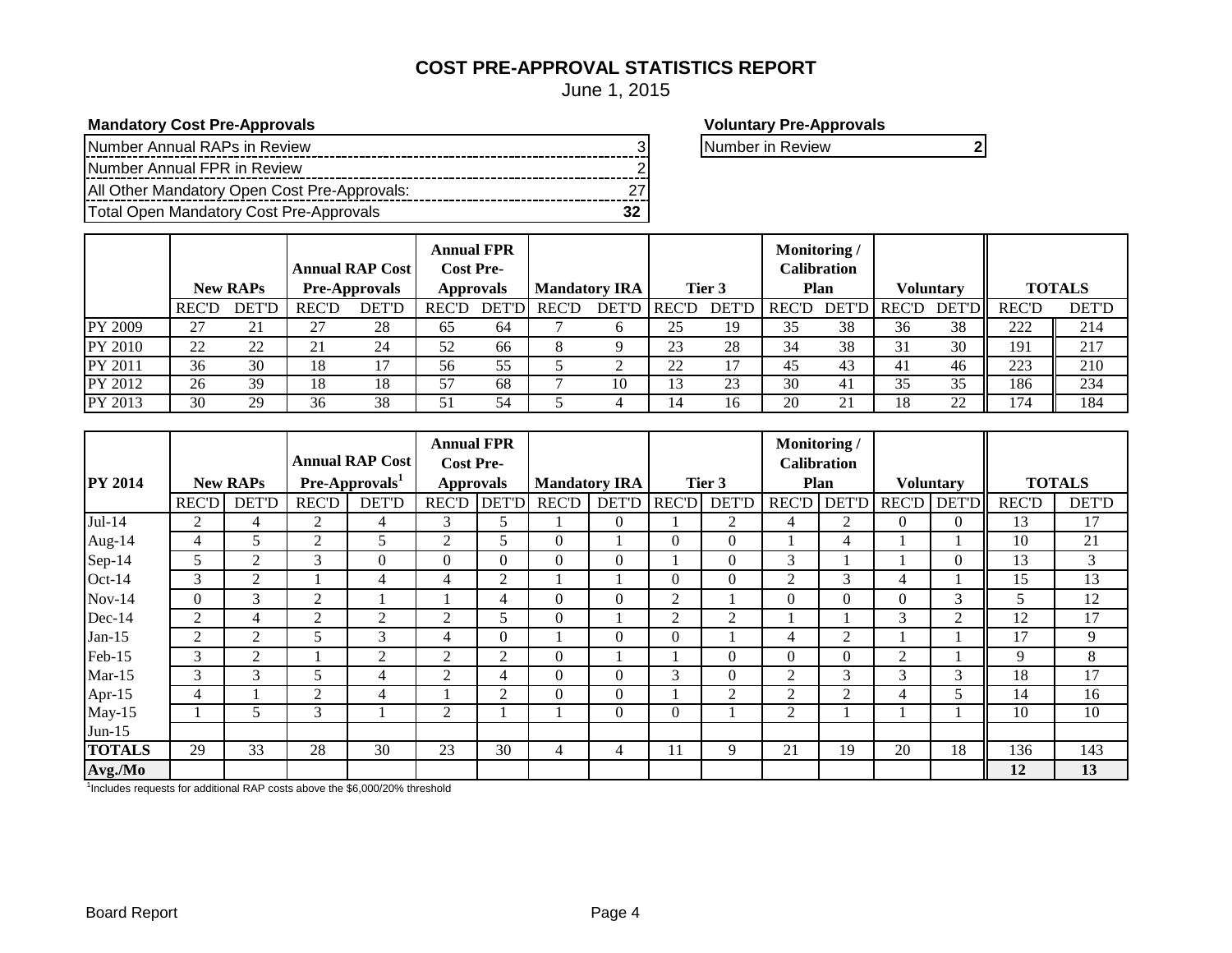# COST PRE-APPROVAL STATISTICS REPORT

June 1, 2015

**Mandatory Cost Pre-Approvals**

| | |
|---|---|
| Number Annual RAPs in Review | 3 |
| Number Annual FPR in Review | 2 |
| All Other Mandatory Open Cost Pre-Approvals: | 27 |
| Total Open Mandatory Cost Pre-Approvals | **32** |

**Voluntary Pre-Approvals**

| | |
|---|---|
| Number in Review | **2** |

| | New RAPs | | Annual RAP Cost Pre-Approvals | | Annual FPR Cost Pre-Approvals | | Mandatory IRA | | Tier 3 | | Monitoring / Calibration Plan | | Voluntary | | TOTALS | |
|---|---|---|---|---|---|---|---|---|---|---|---|---|---|---|---|---|
| | REC'D | DET'D | REC'D | DET'D | REC'D | DET'D | REC'D | DET'D | REC'D | DET'D | REC'D | DET'D | REC'D | DET'D | REC'D | DET'D |
| PY 2009 | 27 | 21 | 27 | 28 | 65 | 64 | 7 | 6 | 25 | 19 | 35 | 38 | 36 | 38 | 222 | 214 |
| PY 2010 | 22 | 22 | 21 | 24 | 52 | 66 | 8 | 9 | 23 | 28 | 34 | 38 | 31 | 30 | 191 | 217 |
| PY 2011 | 36 | 30 | 18 | 17 | 56 | 55 | 5 | 2 | 22 | 17 | 45 | 43 | 41 | 46 | 223 | 210 |
| PY 2012 | 26 | 39 | 18 | 18 | 57 | 68 | 7 | 10 | 13 | 23 | 30 | 41 | 35 | 35 | 186 | 234 |
| PY 2013 | 30 | 29 | 36 | 38 | 51 | 54 | 5 | 4 | 14 | 16 | 20 | 21 | 18 | 22 | 174 | 184 |

| PY 2014 | New RAPs | | Annual RAP Cost Pre-Approvals[1] | | Annual FPR Cost Pre-Approvals | | Mandatory IRA | | Tier 3 | | Monitoring / Calibration Plan | | Voluntary | | TOTALS | |
|---|---|---|---|---|---|---|---|---|---|---|---|---|---|---|---|---|
| | REC'D | DET'D | REC'D | DET'D | REC'D | DET'D | REC'D | DET'D | REC'D | DET'D | REC'D | DET'D | REC'D | DET'D | REC'D | DET'D |
| Jul-14 | 2 | 4 | 2 | 4 | 3 | 5 | 1 | 0 | 1 | 2 | 4 | 2 | 0 | 0 | 13 | 17 |
| Aug-14 | 4 | 5 | 2 | 5 | 2 | 5 | 0 | 1 | 0 | 0 | 1 | 4 | 1 | 1 | 10 | 21 |
| Sep-14 | 5 | 2 | 3 | 0 | 0 | 0 | 0 | 0 | 1 | 0 | 3 | 1 | 1 | 0 | 13 | 3 |
| Oct-14 | 3 | 2 | 1 | 4 | 4 | 2 | 1 | 1 | 0 | 0 | 2 | 3 | 4 | 1 | 15 | 13 |
| Nov-14 | 0 | 3 | 2 | 1 | 1 | 4 | 0 | 0 | 2 | 1 | 0 | 0 | 0 | 3 | 5 | 12 |
| Dec-14 | 2 | 4 | 2 | 2 | 2 | 5 | 0 | 1 | 2 | 2 | 1 | 1 | 3 | 2 | 12 | 17 |
| Jan-15 | 2 | 2 | 5 | 3 | 4 | 0 | 1 | 0 | 0 | 1 | 4 | 2 | 1 | 1 | 17 | 9 |
| Feb-15 | 3 | 2 | 1 | 2 | 2 | 2 | 0 | 1 | 1 | 0 | 0 | 0 | 2 | 1 | 9 | 8 |
| Mar-15 | 3 | 3 | 5 | 4 | 2 | 4 | 0 | 0 | 3 | 0 | 2 | 3 | 3 | 3 | 18 | 17 |
| Apr-15 | 4 | 1 | 2 | 4 | 1 | 2 | 0 | 0 | 1 | 2 | 2 | 2 | 4 | 5 | 14 | 16 |
| May-15 | 1 | 5 | 3 | 1 | 2 | 1 | 1 | 0 | 0 | 1 | 2 | 1 | 1 | 1 | 10 | 10 |
| Jun-15 | | | | | | | | | | | | | | | | |
| **TOTALS** | 29 | 33 | 28 | 30 | 23 | 30 | 4 | 4 | 11 | 9 | 21 | 19 | 20 | 18 | 136 | 143 |
| **Avg./Mo** | | | | | | | | | | | | | | | **12** | **13** |

[1] Includes requests for additional RAP costs above the $6,000/20% threshold

Board Report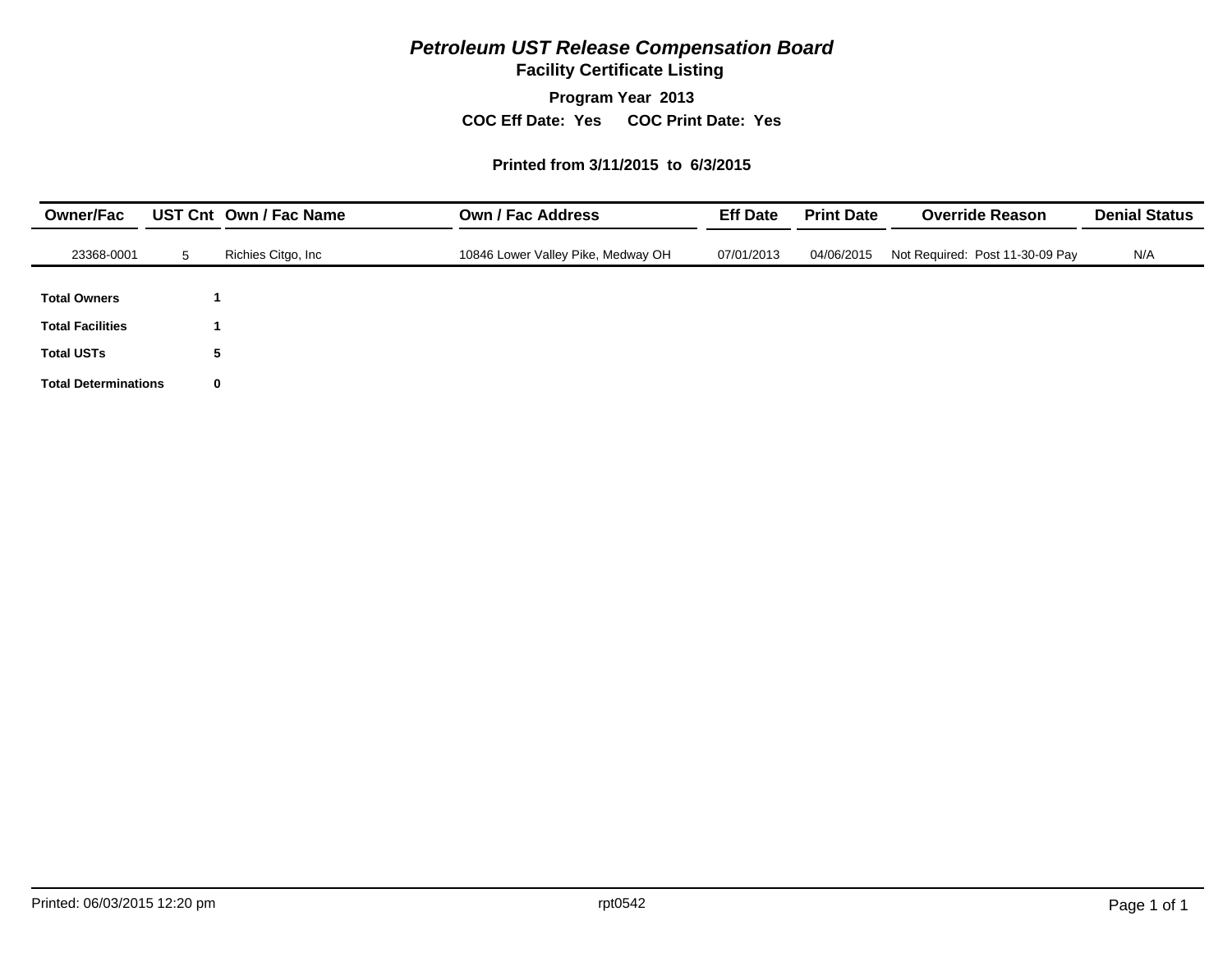# *Petroleum UST Release Compensation Board*

## Facility Certificate Listing

**Program Year 2013**

**COC Eff Date: Yes  COC Print Date: Yes**

**Printed from 3/11/2015 to 6/3/2015**

| Owner/Fac | UST Cnt | Own / Fac Name | Own / Fac Address | Eff Date | Print Date | Override Reason | Denial Status |
|---|---|---|---|---|---|---|---|
| 23368-0001 | 5 | Richies Citgo, Inc | 10846 Lower Valley Pike, Medway OH | 07/01/2013 | 04/06/2015 | Not Required: Post 11-30-09 Pay | N/A |

| | |
|---|---|
| **Total Owners** | **1** |
| **Total Facilities** | **1** |
| **Total USTs** | **5** |
| **Total Determinations** | **0** |

Printed: 06/03/2015 12:20 pm  rpt0542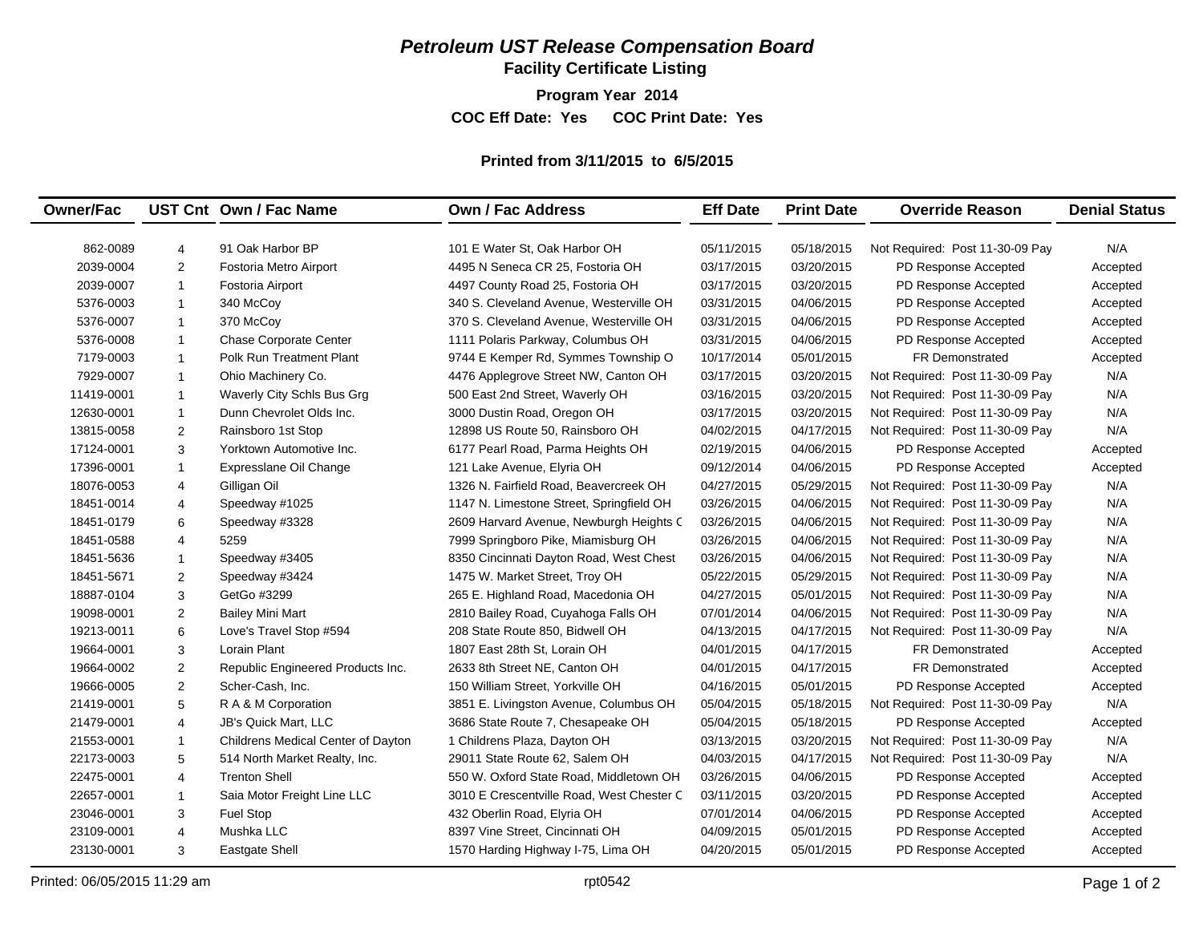# *Petroleum UST Release Compensation Board*

## Facility Certificate Listing

**Program Year 2014**

**COC Eff Date: Yes COC Print Date: Yes**

**Printed from 3/11/2015 to 6/5/2015**

| Owner/Fac | UST Cnt | Own / Fac Name | Own / Fac Address | Eff Date | Print Date | Override Reason | Denial Status |
|---|---|---|---|---|---|---|---|
| 862-0089 | 4 | 91 Oak Harbor BP | 101 E Water St, Oak Harbor OH | 05/11/2015 | 05/18/2015 | Not Required: Post 11-30-09 Pay | N/A |
| 2039-0004 | 2 | Fostoria Metro Airport | 4495 N Seneca CR 25, Fostoria OH | 03/17/2015 | 03/20/2015 | PD Response Accepted | Accepted |
| 2039-0007 | 1 | Fostoria Airport | 4497 County Road 25, Fostoria OH | 03/17/2015 | 03/20/2015 | PD Response Accepted | Accepted |
| 5376-0003 | 1 | 340 McCoy | 340 S. Cleveland Avenue, Westerville OH | 03/31/2015 | 04/06/2015 | PD Response Accepted | Accepted |
| 5376-0007 | 1 | 370 McCoy | 370 S. Cleveland Avenue, Westerville OH | 03/31/2015 | 04/06/2015 | PD Response Accepted | Accepted |
| 5376-0008 | 1 | Chase Corporate Center | 1111 Polaris Parkway, Columbus OH | 03/31/2015 | 04/06/2015 | PD Response Accepted | Accepted |
| 7179-0003 | 1 | Polk Run Treatment Plant | 9744 E Kemper Rd, Symmes Township O | 10/17/2014 | 05/01/2015 | FR Demonstrated | Accepted |
| 7929-0007 | 1 | Ohio Machinery Co. | 4476 Applegrove Street NW, Canton OH | 03/17/2015 | 03/20/2015 | Not Required: Post 11-30-09 Pay | N/A |
| 11419-0001 | 1 | Waverly City Schls Bus Grg | 500 East 2nd Street, Waverly OH | 03/16/2015 | 03/20/2015 | Not Required: Post 11-30-09 Pay | N/A |
| 12630-0001 | 1 | Dunn Chevrolet Olds Inc. | 3000 Dustin Road, Oregon OH | 03/17/2015 | 03/20/2015 | Not Required: Post 11-30-09 Pay | N/A |
| 13815-0058 | 2 | Rainsboro 1st Stop | 12898 US Route 50, Rainsboro OH | 04/02/2015 | 04/17/2015 | Not Required: Post 11-30-09 Pay | N/A |
| 17124-0001 | 3 | Yorktown Automotive Inc. | 6177 Pearl Road, Parma Heights OH | 02/19/2015 | 04/06/2015 | PD Response Accepted | Accepted |
| 17396-0001 | 1 | Expresslane Oil Change | 121 Lake Avenue, Elyria OH | 09/12/2014 | 04/06/2015 | PD Response Accepted | Accepted |
| 18076-0053 | 4 | Gilligan Oil | 1326 N. Fairfield Road, Beavercreek OH | 04/27/2015 | 05/29/2015 | Not Required: Post 11-30-09 Pay | N/A |
| 18451-0014 | 4 | Speedway #1025 | 1147 N. Limestone Street, Springfield OH | 03/26/2015 | 04/06/2015 | Not Required: Post 11-30-09 Pay | N/A |
| 18451-0179 | 6 | Speedway #3328 | 2609 Harvard Avenue, Newburgh Heights C | 03/26/2015 | 04/06/2015 | Not Required: Post 11-30-09 Pay | N/A |
| 18451-0588 | 4 | 5259 | 7999 Springboro Pike, Miamisburg OH | 03/26/2015 | 04/06/2015 | Not Required: Post 11-30-09 Pay | N/A |
| 18451-5636 | 1 | Speedway #3405 | 8350 Cincinnati Dayton Road, West Chest | 03/26/2015 | 04/06/2015 | Not Required: Post 11-30-09 Pay | N/A |
| 18451-5671 | 2 | Speedway #3424 | 1475 W. Market Street, Troy OH | 05/22/2015 | 05/29/2015 | Not Required: Post 11-30-09 Pay | N/A |
| 18887-0104 | 3 | GetGo #3299 | 265 E. Highland Road, Macedonia OH | 04/27/2015 | 05/01/2015 | Not Required: Post 11-30-09 Pay | N/A |
| 19098-0001 | 2 | Bailey Mini Mart | 2810 Bailey Road, Cuyahoga Falls OH | 07/01/2014 | 04/06/2015 | Not Required: Post 11-30-09 Pay | N/A |
| 19213-0011 | 6 | Love's Travel Stop #594 | 208 State Route 850, Bidwell OH | 04/13/2015 | 04/17/2015 | Not Required: Post 11-30-09 Pay | N/A |
| 19664-0001 | 3 | Lorain Plant | 1807 East 28th St, Lorain OH | 04/01/2015 | 04/17/2015 | FR Demonstrated | Accepted |
| 19664-0002 | 2 | Republic Engineered Products Inc. | 2633 8th Street NE, Canton OH | 04/01/2015 | 04/17/2015 | FR Demonstrated | Accepted |
| 19666-0005 | 2 | Scher-Cash, Inc. | 150 William Street, Yorkville OH | 04/16/2015 | 05/01/2015 | PD Response Accepted | Accepted |
| 21419-0001 | 5 | R A & M Corporation | 3851 E. Livingston Avenue, Columbus OH | 05/04/2015 | 05/18/2015 | Not Required: Post 11-30-09 Pay | N/A |
| 21479-0001 | 4 | JB's Quick Mart, LLC | 3686 State Route 7, Chesapeake OH | 05/04/2015 | 05/18/2015 | PD Response Accepted | Accepted |
| 21553-0001 | 1 | Childrens Medical Center of Dayton | 1 Childrens Plaza, Dayton OH | 03/13/2015 | 03/20/2015 | Not Required: Post 11-30-09 Pay | N/A |
| 22173-0003 | 5 | 514 North Market Realty, Inc. | 29011 State Route 62, Salem OH | 04/03/2015 | 04/17/2015 | Not Required: Post 11-30-09 Pay | N/A |
| 22475-0001 | 4 | Trenton Shell | 550 W. Oxford State Road, Middletown OH | 03/26/2015 | 04/06/2015 | PD Response Accepted | Accepted |
| 22657-0001 | 1 | Saia Motor Freight Line LLC | 3010 E Crescentville Road, West Chester C | 03/11/2015 | 03/20/2015 | PD Response Accepted | Accepted |
| 23046-0001 | 3 | Fuel Stop | 432 Oberlin Road, Elyria OH | 07/01/2014 | 04/06/2015 | PD Response Accepted | Accepted |
| 23109-0001 | 4 | Mushka LLC | 8397 Vine Street, Cincinnati OH | 04/09/2015 | 05/01/2015 | PD Response Accepted | Accepted |
| 23130-0001 | 3 | Eastgate Shell | 1570 Harding Highway I-75, Lima OH | 04/20/2015 | 05/01/2015 | PD Response Accepted | Accepted |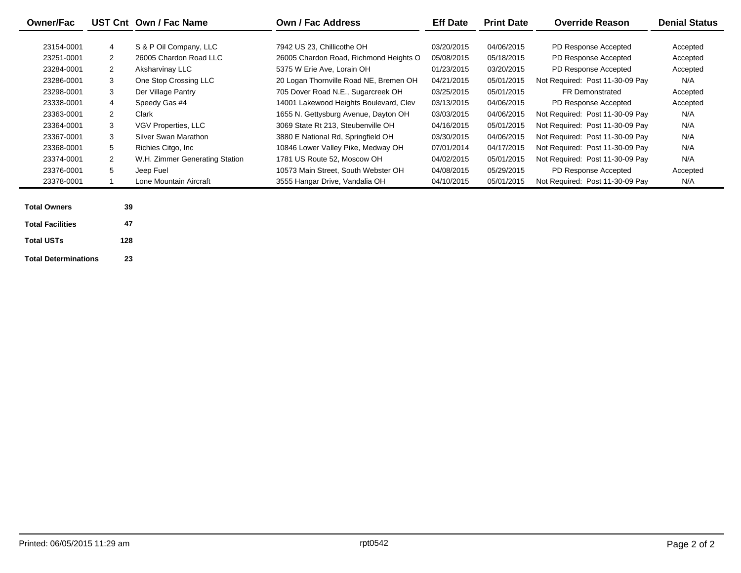| Owner/Fac | UST Cnt | Own / Fac Name | Own / Fac Address | Eff Date | Print Date | Override Reason | Denial Status |
|---|---|---|---|---|---|---|---|
| 23154-0001 | 4 | S & P Oil Company, LLC | 7942 US 23, Chillicothe OH | 03/20/2015 | 04/06/2015 | PD Response Accepted | Accepted |
| 23251-0001 | 2 | 26005 Chardon Road LLC | 26005 Chardon Road, Richmond Heights O | 05/08/2015 | 05/18/2015 | PD Response Accepted | Accepted |
| 23284-0001 | 2 | Aksharvinay LLC | 5375 W Erie Ave, Lorain OH | 01/23/2015 | 03/20/2015 | PD Response Accepted | Accepted |
| 23286-0001 | 3 | One Stop Crossing LLC | 20 Logan Thornville Road NE, Bremen OH | 04/21/2015 | 05/01/2015 | Not Required: Post 11-30-09 Pay | N/A |
| 23298-0001 | 3 | Der Village Pantry | 705 Dover Road N.E., Sugarcreek OH | 03/25/2015 | 05/01/2015 | FR Demonstrated | Accepted |
| 23338-0001 | 4 | Speedy Gas #4 | 14001 Lakewood Heights Boulevard, Clev | 03/13/2015 | 04/06/2015 | PD Response Accepted | Accepted |
| 23363-0001 | 2 | Clark | 1655 N. Gettysburg Avenue, Dayton OH | 03/03/2015 | 04/06/2015 | Not Required: Post 11-30-09 Pay | N/A |
| 23364-0001 | 3 | VGV Properties, LLC | 3069 State Rt 213, Steubenville OH | 04/16/2015 | 05/01/2015 | Not Required: Post 11-30-09 Pay | N/A |
| 23367-0001 | 3 | Silver Swan Marathon | 3880 E National Rd, Springfield OH | 03/30/2015 | 04/06/2015 | Not Required: Post 11-30-09 Pay | N/A |
| 23368-0001 | 5 | Richies Citgo, Inc | 10846 Lower Valley Pike, Medway OH | 07/01/2014 | 04/17/2015 | Not Required: Post 11-30-09 Pay | N/A |
| 23374-0001 | 2 | W.H. Zimmer Generating Station | 1781 US Route 52, Moscow OH | 04/02/2015 | 05/01/2015 | Not Required: Post 11-30-09 Pay | N/A |
| 23376-0001 | 5 | Jeep Fuel | 10573 Main Street, South Webster OH | 04/08/2015 | 05/29/2015 | PD Response Accepted | Accepted |
| 23378-0001 | 1 | Lone Mountain Aircraft | 3555 Hangar Drive, Vandalia OH | 04/10/2015 | 05/01/2015 | Not Required: Post 11-30-09 Pay | N/A |

**Total Owners** 39

**Total Facilities** 47

**Total USTs** 128

**Total Determinations** 23

Printed: 06/05/2015 11:29 am rpt0542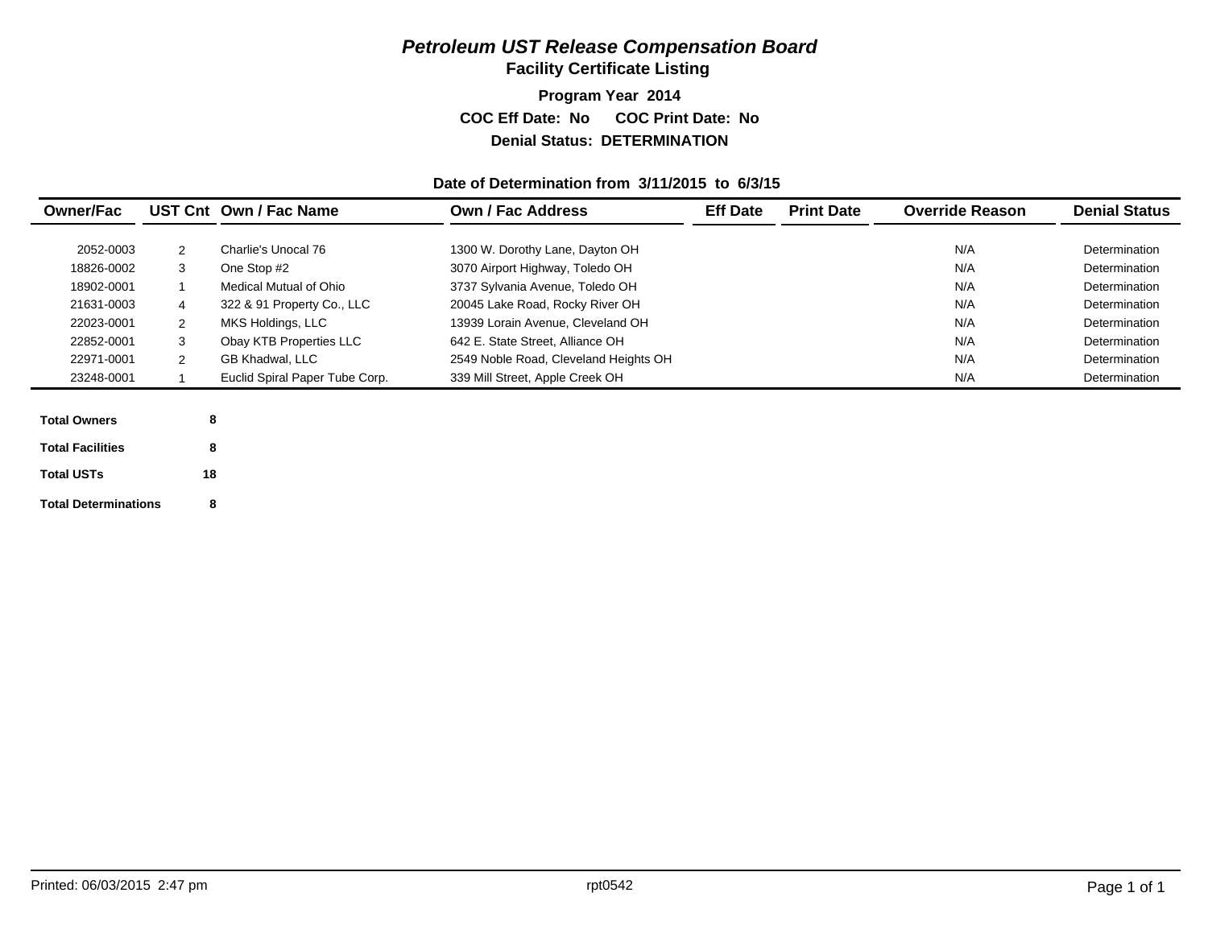# *Petroleum UST Release Compensation Board*

## Facility Certificate Listing

**Program Year 2014**

**COC Eff Date: No COC Print Date: No**

**Denial Status: DETERMINATION**

**Date of Determination from 3/11/2015 to 6/3/15**

| Owner/Fac | UST Cnt | Own / Fac Name | Own / Fac Address | Eff Date | Print Date | Override Reason | Denial Status |
|---|---|---|---|---|---|---|---|
| 2052-0003 | 2 | Charlie's Unocal 76 | 1300 W. Dorothy Lane, Dayton OH | | | N/A | Determination |
| 18826-0002 | 3 | One Stop #2 | 3070 Airport Highway, Toledo OH | | | N/A | Determination |
| 18902-0001 | 1 | Medical Mutual of Ohio | 3737 Sylvania Avenue, Toledo OH | | | N/A | Determination |
| 21631-0003 | 4 | 322 & 91 Property Co., LLC | 20045 Lake Road, Rocky River OH | | | N/A | Determination |
| 22023-0001 | 2 | MKS Holdings, LLC | 13939 Lorain Avenue, Cleveland OH | | | N/A | Determination |
| 22852-0001 | 3 | Obay KTB Properties LLC | 642 E. State Street, Alliance OH | | | N/A | Determination |
| 22971-0001 | 2 | GB Khadwal, LLC | 2549 Noble Road, Cleveland Heights OH | | | N/A | Determination |
| 23248-0001 | 1 | Euclid Spiral Paper Tube Corp. | 339 Mill Street, Apple Creek OH | | | N/A | Determination |

| | |
|---|---|
| **Total Owners** | **8** |
| **Total Facilities** | **8** |
| **Total USTs** | **18** |
| **Total Determinations** | **8** |

Printed: 06/03/2015 2:47 pm rpt0542